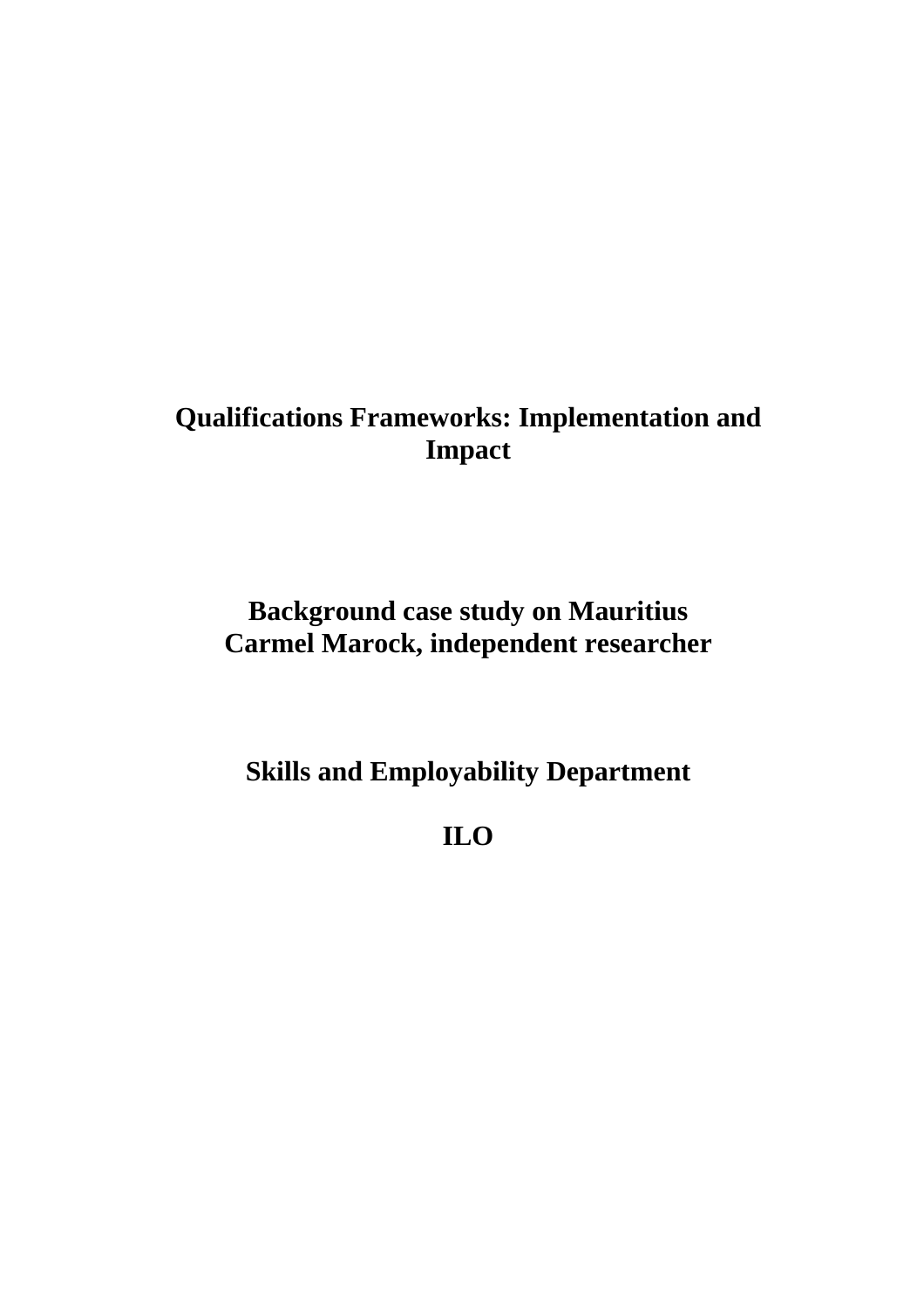# Qualifications Frameworks: Implementation and Impact

**Background case study on Mauritius**
**Carmel Marock, independent researcher**

**Skills and Employability Department**

**ILO**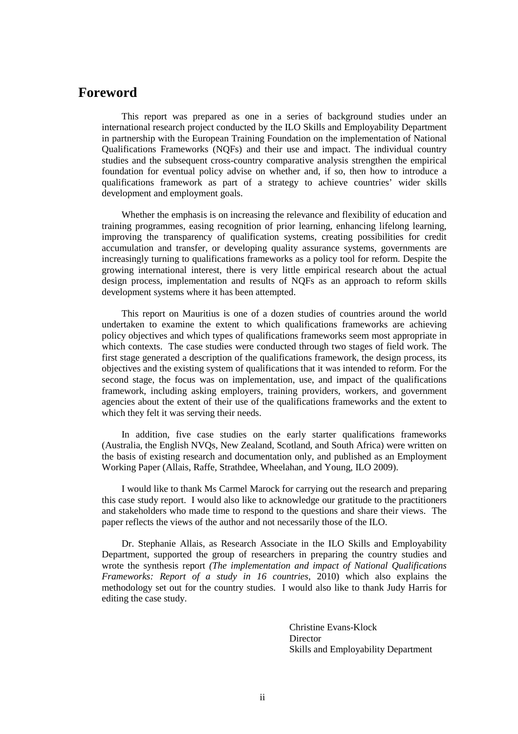# Foreword

This report was prepared as one in a series of background studies under an international research project conducted by the ILO Skills and Employability Department in partnership with the European Training Foundation on the implementation of National Qualifications Frameworks (NQFs) and their use and impact. The individual country studies and the subsequent cross-country comparative analysis strengthen the empirical foundation for eventual policy advise on whether and, if so, then how to introduce a qualifications framework as part of a strategy to achieve countries' wider skills development and employment goals.

Whether the emphasis is on increasing the relevance and flexibility of education and training programmes, easing recognition of prior learning, enhancing lifelong learning, improving the transparency of qualification systems, creating possibilities for credit accumulation and transfer, or developing quality assurance systems, governments are increasingly turning to qualifications frameworks as a policy tool for reform. Despite the growing international interest, there is very little empirical research about the actual design process, implementation and results of NQFs as an approach to reform skills development systems where it has been attempted.

This report on Mauritius is one of a dozen studies of countries around the world undertaken to examine the extent to which qualifications frameworks are achieving policy objectives and which types of qualifications frameworks seem most appropriate in which contexts. The case studies were conducted through two stages of field work. The first stage generated a description of the qualifications framework, the design process, its objectives and the existing system of qualifications that it was intended to reform. For the second stage, the focus was on implementation, use, and impact of the qualifications framework, including asking employers, training providers, workers, and government agencies about the extent of their use of the qualifications frameworks and the extent to which they felt it was serving their needs.

In addition, five case studies on the early starter qualifications frameworks (Australia, the English NVQs, New Zealand, Scotland, and South Africa) were written on the basis of existing research and documentation only, and published as an Employment Working Paper (Allais, Raffe, Strathdee, Wheelahan, and Young, ILO 2009).

I would like to thank Ms Carmel Marock for carrying out the research and preparing this case study report. I would also like to acknowledge our gratitude to the practitioners and stakeholders who made time to respond to the questions and share their views. The paper reflects the views of the author and not necessarily those of the ILO.

Dr. Stephanie Allais, as Research Associate in the ILO Skills and Employability Department, supported the group of researchers in preparing the country studies and wrote the synthesis report *(The implementation and impact of National Qualifications Frameworks: Report of a study in 16 countries*, 2010) which also explains the methodology set out for the country studies. I would also like to thank Judy Harris for editing the case study.

Christine Evans-Klock  
Director  
Skills and Employability Department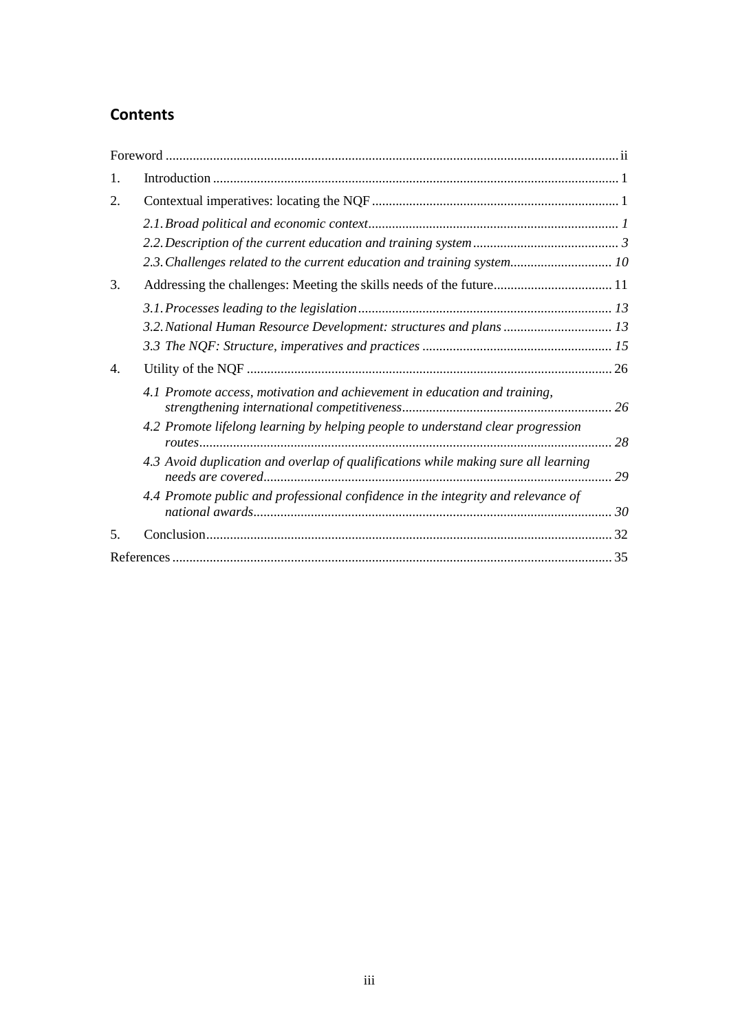## Contents

Foreword ii

1. Introduction 1
2. Contextual imperatives: locating the NQF 1
   - *2.1. Broad political and economic context 1*
   - *2.2. Description of the current education and training system 3*
   - *2.3. Challenges related to the current education and training system 10*
3. Addressing the challenges: Meeting the skills needs of the future 11
   - *3.1. Processes leading to the legislation 13*
   - *3.2. National Human Resource Development: structures and plans 13*
   - *3.3 The NQF: Structure, imperatives and practices 15*
4. Utility of the NQF 26
   - *4.1 Promote access, motivation and achievement in education and training, strengthening international competitiveness 26*
   - *4.2 Promote lifelong learning by helping people to understand clear progression routes 28*
   - *4.3 Avoid duplication and overlap of qualifications while making sure all learning needs are covered 29*
   - *4.4 Promote public and professional confidence in the integrity and relevance of national awards 30*
5. Conclusion 32

References 35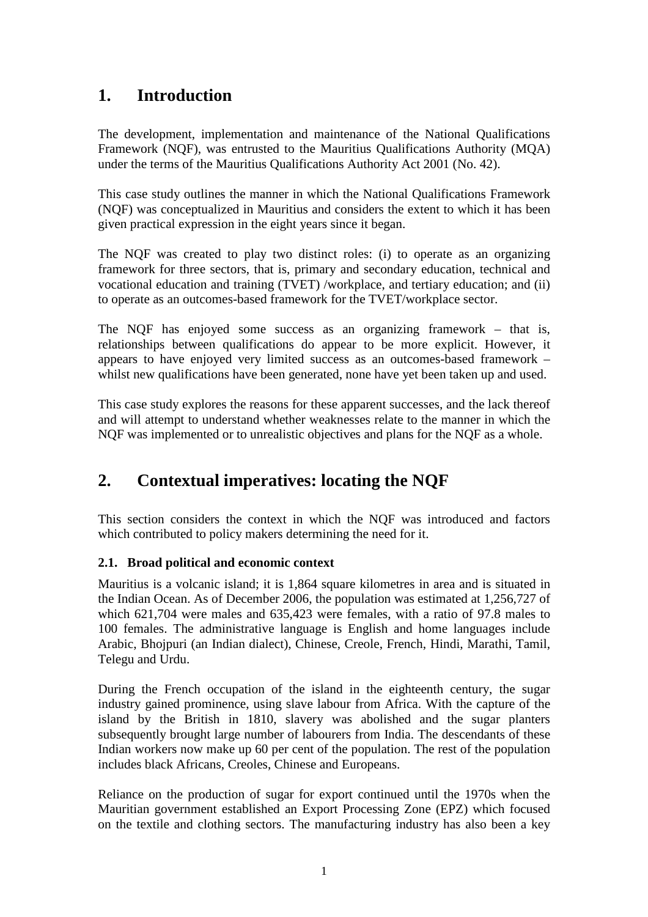# 1. Introduction

The development, implementation and maintenance of the National Qualifications Framework (NQF), was entrusted to the Mauritius Qualifications Authority (MQA) under the terms of the Mauritius Qualifications Authority Act 2001 (No. 42).

This case study outlines the manner in which the National Qualifications Framework (NQF) was conceptualized in Mauritius and considers the extent to which it has been given practical expression in the eight years since it began.

The NQF was created to play two distinct roles: (i) to operate as an organizing framework for three sectors, that is, primary and secondary education, technical and vocational education and training (TVET) /workplace, and tertiary education; and (ii) to operate as an outcomes-based framework for the TVET/workplace sector.

The NQF has enjoyed some success as an organizing framework – that is, relationships between qualifications do appear to be more explicit. However, it appears to have enjoyed very limited success as an outcomes-based framework – whilst new qualifications have been generated, none have yet been taken up and used.

This case study explores the reasons for these apparent successes, and the lack thereof and will attempt to understand whether weaknesses relate to the manner in which the NQF was implemented or to unrealistic objectives and plans for the NQF as a whole.

# 2. Contextual imperatives: locating the NQF

This section considers the context in which the NQF was introduced and factors which contributed to policy makers determining the need for it.

### 2.1. Broad political and economic context

Mauritius is a volcanic island; it is 1,864 square kilometres in area and is situated in the Indian Ocean. As of December 2006, the population was estimated at 1,256,727 of which 621,704 were males and 635,423 were females, with a ratio of 97.8 males to 100 females. The administrative language is English and home languages include Arabic, Bhojpuri (an Indian dialect), Chinese, Creole, French, Hindi, Marathi, Tamil, Telegu and Urdu.

During the French occupation of the island in the eighteenth century, the sugar industry gained prominence, using slave labour from Africa. With the capture of the island by the British in 1810, slavery was abolished and the sugar planters subsequently brought large number of labourers from India. The descendants of these Indian workers now make up 60 per cent of the population. The rest of the population includes black Africans, Creoles, Chinese and Europeans.

Reliance on the production of sugar for export continued until the 1970s when the Mauritian government established an Export Processing Zone (EPZ) which focused on the textile and clothing sectors. The manufacturing industry has also been a key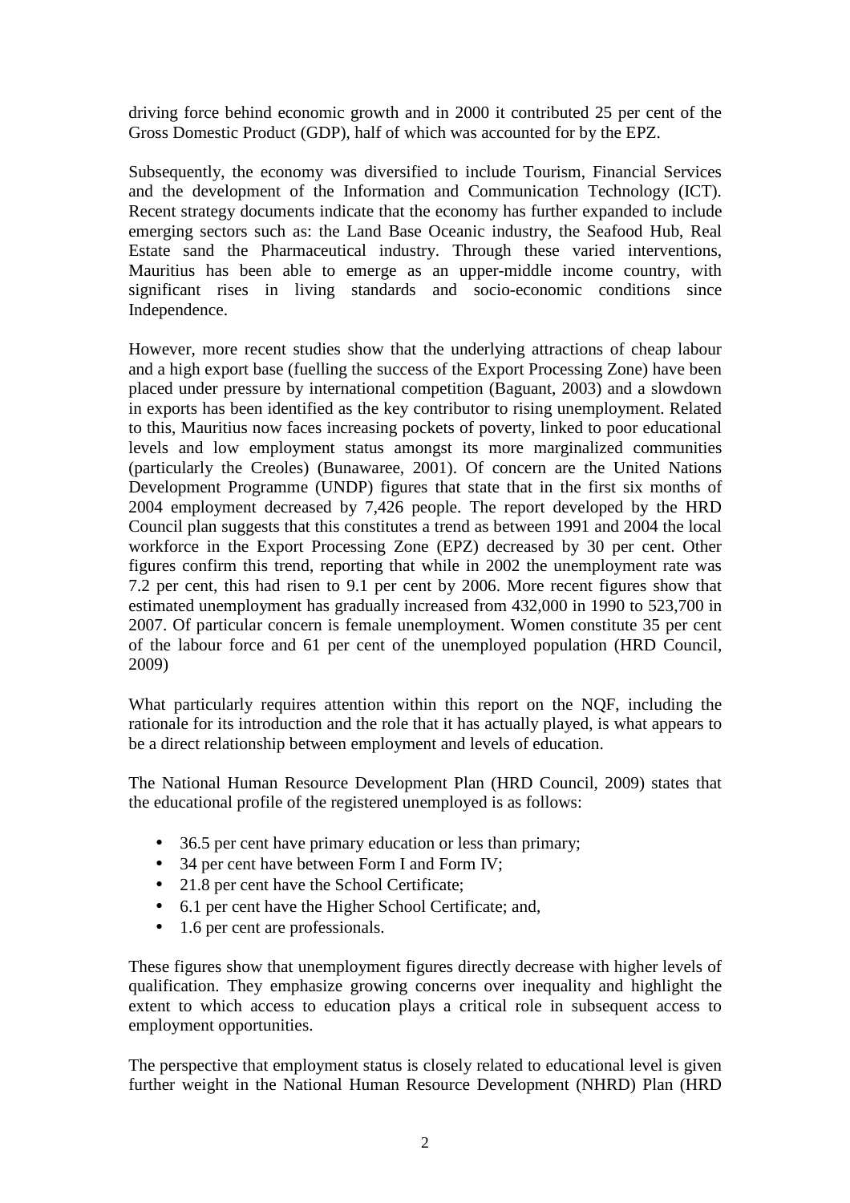driving force behind economic growth and in 2000 it contributed 25 per cent of the Gross Domestic Product (GDP), half of which was accounted for by the EPZ.

Subsequently, the economy was diversified to include Tourism, Financial Services and the development of the Information and Communication Technology (ICT). Recent strategy documents indicate that the economy has further expanded to include emerging sectors such as: the Land Base Oceanic industry, the Seafood Hub, Real Estate sand the Pharmaceutical industry. Through these varied interventions, Mauritius has been able to emerge as an upper-middle income country, with significant rises in living standards and socio-economic conditions since Independence.

However, more recent studies show that the underlying attractions of cheap labour and a high export base (fuelling the success of the Export Processing Zone) have been placed under pressure by international competition (Baguant, 2003) and a slowdown in exports has been identified as the key contributor to rising unemployment. Related to this, Mauritius now faces increasing pockets of poverty, linked to poor educational levels and low employment status amongst its more marginalized communities (particularly the Creoles) (Bunawaree, 2001). Of concern are the United Nations Development Programme (UNDP) figures that state that in the first six months of 2004 employment decreased by 7,426 people. The report developed by the HRD Council plan suggests that this constitutes a trend as between 1991 and 2004 the local workforce in the Export Processing Zone (EPZ) decreased by 30 per cent. Other figures confirm this trend, reporting that while in 2002 the unemployment rate was 7.2 per cent, this had risen to 9.1 per cent by 2006. More recent figures show that estimated unemployment has gradually increased from 432,000 in 1990 to 523,700 in 2007. Of particular concern is female unemployment. Women constitute 35 per cent of the labour force and 61 per cent of the unemployed population (HRD Council, 2009)

What particularly requires attention within this report on the NQF, including the rationale for its introduction and the role that it has actually played, is what appears to be a direct relationship between employment and levels of education.

The National Human Resource Development Plan (HRD Council, 2009) states that the educational profile of the registered unemployed is as follows:

- 36.5 per cent have primary education or less than primary;
- 34 per cent have between Form I and Form IV;
- 21.8 per cent have the School Certificate;
- 6.1 per cent have the Higher School Certificate; and,
- 1.6 per cent are professionals.

These figures show that unemployment figures directly decrease with higher levels of qualification. They emphasize growing concerns over inequality and highlight the extent to which access to education plays a critical role in subsequent access to employment opportunities.

The perspective that employment status is closely related to educational level is given further weight in the National Human Resource Development (NHRD) Plan (HRD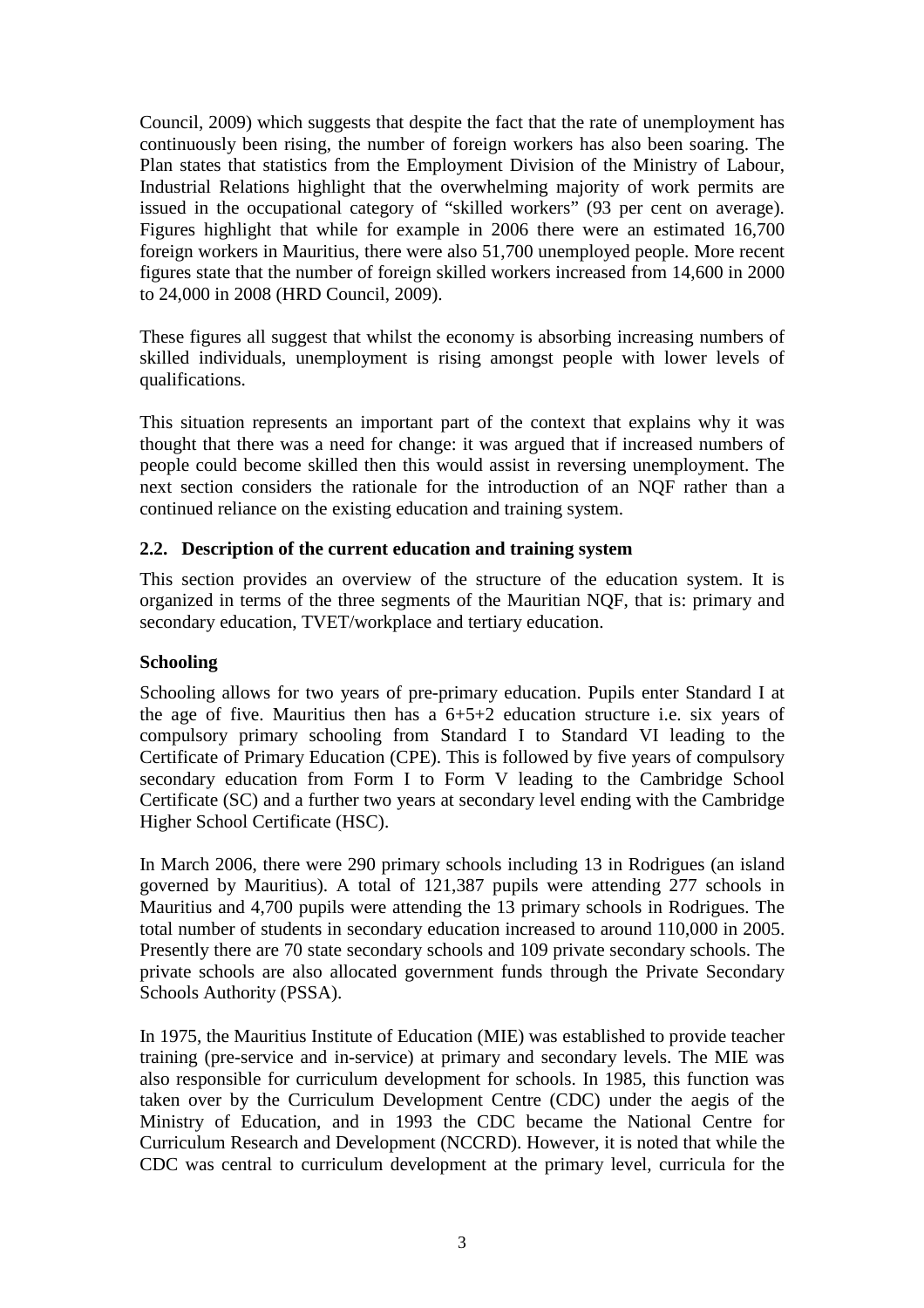Council, 2009) which suggests that despite the fact that the rate of unemployment has continuously been rising, the number of foreign workers has also been soaring. The Plan states that statistics from the Employment Division of the Ministry of Labour, Industrial Relations highlight that the overwhelming majority of work permits are issued in the occupational category of "skilled workers" (93 per cent on average). Figures highlight that while for example in 2006 there were an estimated 16,700 foreign workers in Mauritius, there were also 51,700 unemployed people. More recent figures state that the number of foreign skilled workers increased from 14,600 in 2000 to 24,000 in 2008 (HRD Council, 2009).

These figures all suggest that whilst the economy is absorbing increasing numbers of skilled individuals, unemployment is rising amongst people with lower levels of qualifications.

This situation represents an important part of the context that explains why it was thought that there was a need for change: it was argued that if increased numbers of people could become skilled then this would assist in reversing unemployment. The next section considers the rationale for the introduction of an NQF rather than a continued reliance on the existing education and training system.

### 2.2. Description of the current education and training system

This section provides an overview of the structure of the education system. It is organized in terms of the three segments of the Mauritian NQF, that is: primary and secondary education, TVET/workplace and tertiary education.

#### Schooling

Schooling allows for two years of pre-primary education. Pupils enter Standard I at the age of five. Mauritius then has a 6+5+2 education structure i.e. six years of compulsory primary schooling from Standard I to Standard VI leading to the Certificate of Primary Education (CPE). This is followed by five years of compulsory secondary education from Form I to Form V leading to the Cambridge School Certificate (SC) and a further two years at secondary level ending with the Cambridge Higher School Certificate (HSC).

In March 2006, there were 290 primary schools including 13 in Rodrigues (an island governed by Mauritius). A total of 121,387 pupils were attending 277 schools in Mauritius and 4,700 pupils were attending the 13 primary schools in Rodrigues. The total number of students in secondary education increased to around 110,000 in 2005. Presently there are 70 state secondary schools and 109 private secondary schools. The private schools are also allocated government funds through the Private Secondary Schools Authority (PSSA).

In 1975, the Mauritius Institute of Education (MIE) was established to provide teacher training (pre-service and in-service) at primary and secondary levels. The MIE was also responsible for curriculum development for schools. In 1985, this function was taken over by the Curriculum Development Centre (CDC) under the aegis of the Ministry of Education, and in 1993 the CDC became the National Centre for Curriculum Research and Development (NCCRD). However, it is noted that while the CDC was central to curriculum development at the primary level, curricula for the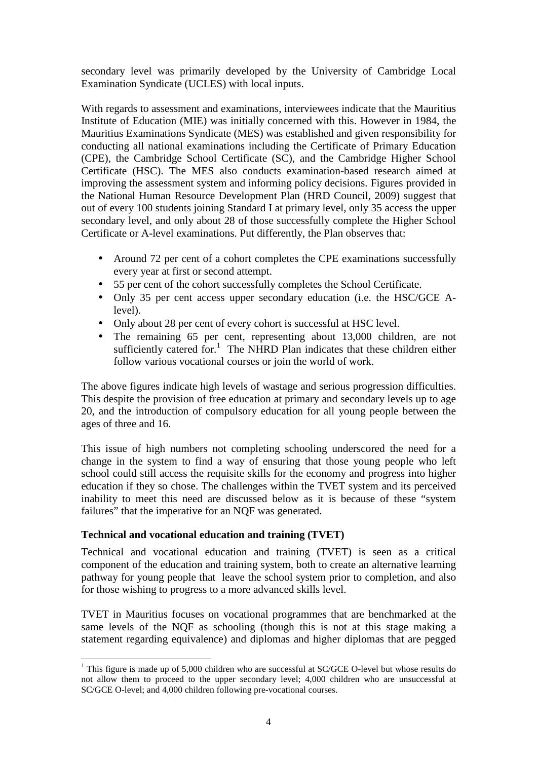secondary level was primarily developed by the University of Cambridge Local Examination Syndicate (UCLES) with local inputs.

With regards to assessment and examinations, interviewees indicate that the Mauritius Institute of Education (MIE) was initially concerned with this. However in 1984, the Mauritius Examinations Syndicate (MES) was established and given responsibility for conducting all national examinations including the Certificate of Primary Education (CPE), the Cambridge School Certificate (SC), and the Cambridge Higher School Certificate (HSC). The MES also conducts examination-based research aimed at improving the assessment system and informing policy decisions. Figures provided in the National Human Resource Development Plan (HRD Council, 2009) suggest that out of every 100 students joining Standard I at primary level, only 35 access the upper secondary level, and only about 28 of those successfully complete the Higher School Certificate or A-level examinations. Put differently, the Plan observes that:

- Around 72 per cent of a cohort completes the CPE examinations successfully every year at first or second attempt.
- 55 per cent of the cohort successfully completes the School Certificate.
- Only 35 per cent access upper secondary education (i.e. the HSC/GCE A-level).
- Only about 28 per cent of every cohort is successful at HSC level.
- The remaining 65 per cent, representing about 13,000 children, are not sufficiently catered for.[1] The NHRD Plan indicates that these children either follow various vocational courses or join the world of work.

The above figures indicate high levels of wastage and serious progression difficulties. This despite the provision of free education at primary and secondary levels up to age 20, and the introduction of compulsory education for all young people between the ages of three and 16.

This issue of high numbers not completing schooling underscored the need for a change in the system to find a way of ensuring that those young people who left school could still access the requisite skills for the economy and progress into higher education if they so chose. The challenges within the TVET system and its perceived inability to meet this need are discussed below as it is because of these "system failures" that the imperative for an NQF was generated.

**Technical and vocational education and training (TVET)**

Technical and vocational education and training (TVET) is seen as a critical component of the education and training system, both to create an alternative learning pathway for young people that leave the school system prior to completion, and also for those wishing to progress to a more advanced skills level.

TVET in Mauritius focuses on vocational programmes that are benchmarked at the same levels of the NQF as schooling (though this is not at this stage making a statement regarding equivalence) and diplomas and higher diplomas that are pegged

[1] This figure is made up of 5,000 children who are successful at SC/GCE O-level but whose results do not allow them to proceed to the upper secondary level; 4,000 children who are unsuccessful at SC/GCE O-level; and 4,000 children following pre-vocational courses.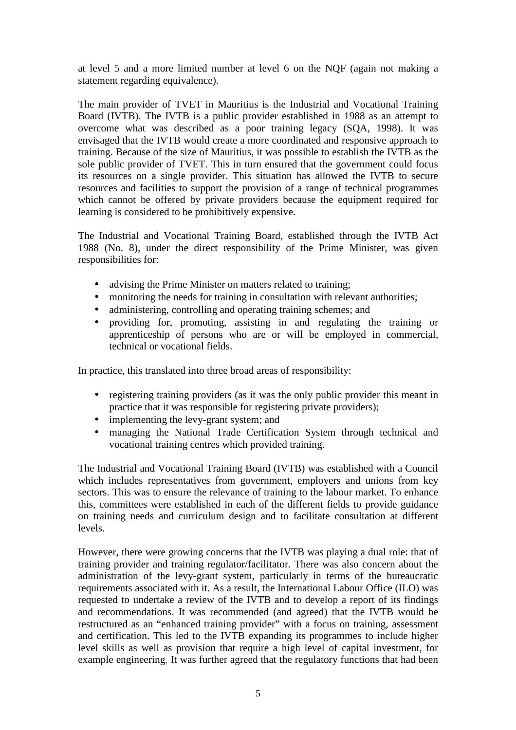at level 5 and a more limited number at level 6 on the NQF (again not making a statement regarding equivalence).

The main provider of TVET in Mauritius is the Industrial and Vocational Training Board (IVTB). The IVTB is a public provider established in 1988 as an attempt to overcome what was described as a poor training legacy (SQA, 1998). It was envisaged that the IVTB would create a more coordinated and responsive approach to training. Because of the size of Mauritius, it was possible to establish the IVTB as the sole public provider of TVET. This in turn ensured that the government could focus its resources on a single provider. This situation has allowed the IVTB to secure resources and facilities to support the provision of a range of technical programmes which cannot be offered by private providers because the equipment required for learning is considered to be prohibitively expensive.

The Industrial and Vocational Training Board, established through the IVTB Act 1988 (No. 8), under the direct responsibility of the Prime Minister, was given responsibilities for:

- advising the Prime Minister on matters related to training;
- monitoring the needs for training in consultation with relevant authorities;
- administering, controlling and operating training schemes; and
- providing for, promoting, assisting in and regulating the training or apprenticeship of persons who are or will be employed in commercial, technical or vocational fields.

In practice, this translated into three broad areas of responsibility:

- registering training providers (as it was the only public provider this meant in practice that it was responsible for registering private providers);
- implementing the levy-grant system; and
- managing the National Trade Certification System through technical and vocational training centres which provided training.

The Industrial and Vocational Training Board (IVTB) was established with a Council which includes representatives from government, employers and unions from key sectors. This was to ensure the relevance of training to the labour market. To enhance this, committees were established in each of the different fields to provide guidance on training needs and curriculum design and to facilitate consultation at different levels.

However, there were growing concerns that the IVTB was playing a dual role: that of training provider and training regulator/facilitator. There was also concern about the administration of the levy-grant system, particularly in terms of the bureaucratic requirements associated with it. As a result, the International Labour Office (ILO) was requested to undertake a review of the IVTB and to develop a report of its findings and recommendations. It was recommended (and agreed) that the IVTB would be restructured as an "enhanced training provider" with a focus on training, assessment and certification. This led to the IVTB expanding its programmes to include higher level skills as well as provision that require a high level of capital investment, for example engineering. It was further agreed that the regulatory functions that had been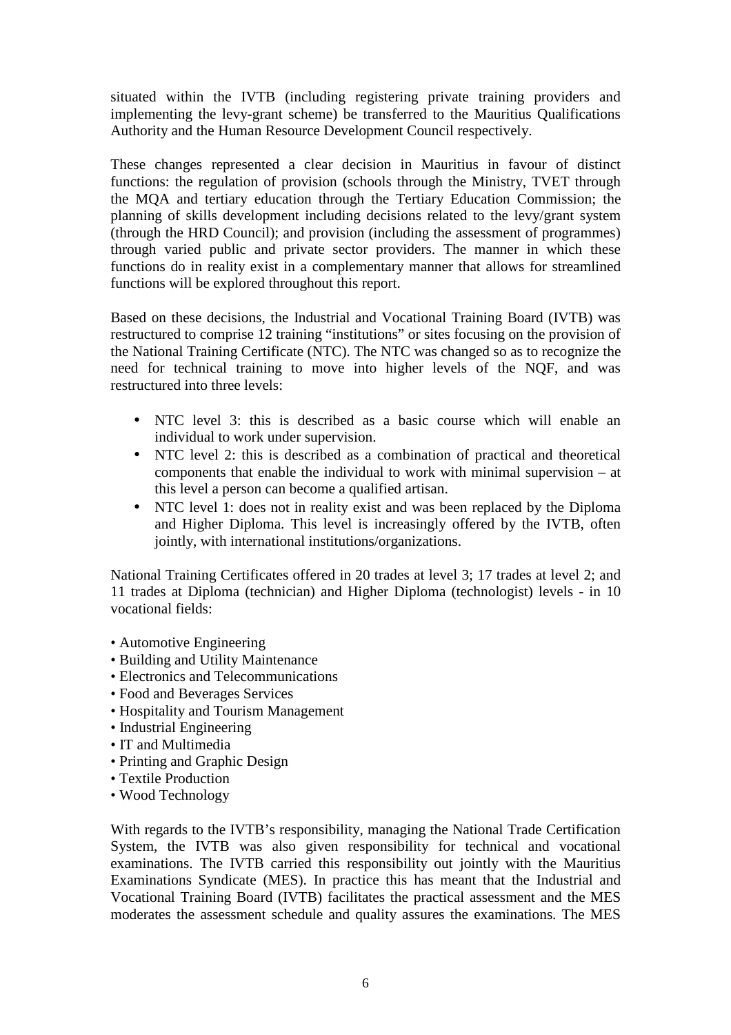situated within the IVTB (including registering private training providers and implementing the levy-grant scheme) be transferred to the Mauritius Qualifications Authority and the Human Resource Development Council respectively.

These changes represented a clear decision in Mauritius in favour of distinct functions: the regulation of provision (schools through the Ministry, TVET through the MQA and tertiary education through the Tertiary Education Commission; the planning of skills development including decisions related to the levy/grant system (through the HRD Council); and provision (including the assessment of programmes) through varied public and private sector providers. The manner in which these functions do in reality exist in a complementary manner that allows for streamlined functions will be explored throughout this report.

Based on these decisions, the Industrial and Vocational Training Board (IVTB) was restructured to comprise 12 training "institutions" or sites focusing on the provision of the National Training Certificate (NTC). The NTC was changed so as to recognize the need for technical training to move into higher levels of the NQF, and was restructured into three levels:

- NTC level 3: this is described as a basic course which will enable an individual to work under supervision.
- NTC level 2: this is described as a combination of practical and theoretical components that enable the individual to work with minimal supervision – at this level a person can become a qualified artisan.
- NTC level 1: does not in reality exist and was been replaced by the Diploma and Higher Diploma. This level is increasingly offered by the IVTB, often jointly, with international institutions/organizations.

National Training Certificates offered in 20 trades at level 3; 17 trades at level 2; and 11 trades at Diploma (technician) and Higher Diploma (technologist) levels - in 10 vocational fields:

- Automotive Engineering
- Building and Utility Maintenance
- Electronics and Telecommunications
- Food and Beverages Services
- Hospitality and Tourism Management
- Industrial Engineering
- IT and Multimedia
- Printing and Graphic Design
- Textile Production
- Wood Technology

With regards to the IVTB's responsibility, managing the National Trade Certification System, the IVTB was also given responsibility for technical and vocational examinations. The IVTB carried this responsibility out jointly with the Mauritius Examinations Syndicate (MES). In practice this has meant that the Industrial and Vocational Training Board (IVTB) facilitates the practical assessment and the MES moderates the assessment schedule and quality assures the examinations. The MES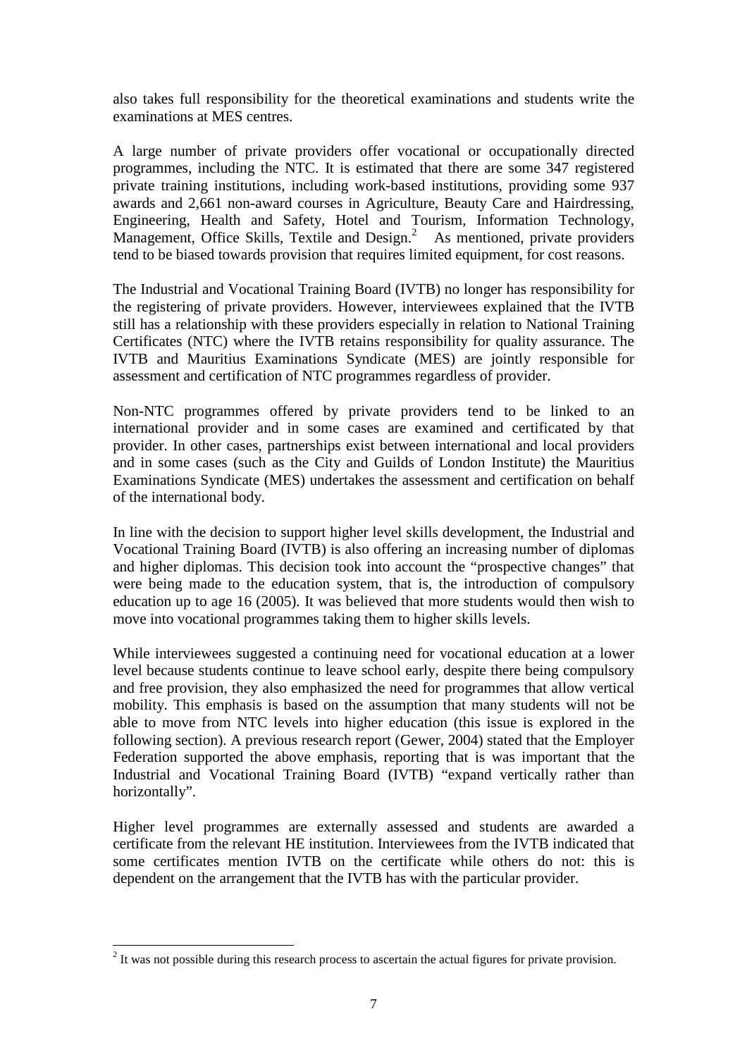also takes full responsibility for the theoretical examinations and students write the examinations at MES centres.

A large number of private providers offer vocational or occupationally directed programmes, including the NTC. It is estimated that there are some 347 registered private training institutions, including work-based institutions, providing some 937 awards and 2,661 non-award courses in Agriculture, Beauty Care and Hairdressing, Engineering, Health and Safety, Hotel and Tourism, Information Technology, Management, Office Skills, Textile and Design.[2] As mentioned, private providers tend to be biased towards provision that requires limited equipment, for cost reasons.

The Industrial and Vocational Training Board (IVTB) no longer has responsibility for the registering of private providers. However, interviewees explained that the IVTB still has a relationship with these providers especially in relation to National Training Certificates (NTC) where the IVTB retains responsibility for quality assurance. The IVTB and Mauritius Examinations Syndicate (MES) are jointly responsible for assessment and certification of NTC programmes regardless of provider.

Non-NTC programmes offered by private providers tend to be linked to an international provider and in some cases are examined and certificated by that provider. In other cases, partnerships exist between international and local providers and in some cases (such as the City and Guilds of London Institute) the Mauritius Examinations Syndicate (MES) undertakes the assessment and certification on behalf of the international body.

In line with the decision to support higher level skills development, the Industrial and Vocational Training Board (IVTB) is also offering an increasing number of diplomas and higher diplomas. This decision took into account the "prospective changes" that were being made to the education system, that is, the introduction of compulsory education up to age 16 (2005). It was believed that more students would then wish to move into vocational programmes taking them to higher skills levels.

While interviewees suggested a continuing need for vocational education at a lower level because students continue to leave school early, despite there being compulsory and free provision, they also emphasized the need for programmes that allow vertical mobility. This emphasis is based on the assumption that many students will not be able to move from NTC levels into higher education (this issue is explored in the following section). A previous research report (Gewer, 2004) stated that the Employer Federation supported the above emphasis, reporting that is was important that the Industrial and Vocational Training Board (IVTB) "expand vertically rather than horizontally".

Higher level programmes are externally assessed and students are awarded a certificate from the relevant HE institution. Interviewees from the IVTB indicated that some certificates mention IVTB on the certificate while others do not: this is dependent on the arrangement that the IVTB has with the particular provider.

[2] It was not possible during this research process to ascertain the actual figures for private provision.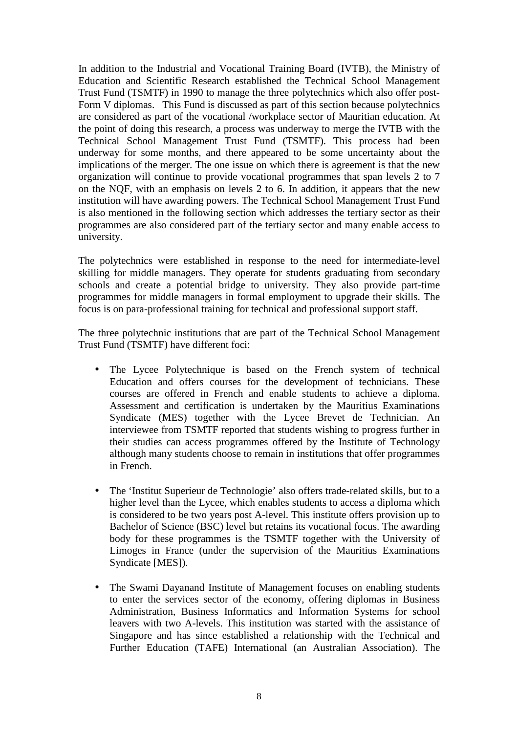In addition to the Industrial and Vocational Training Board (IVTB), the Ministry of Education and Scientific Research established the Technical School Management Trust Fund (TSMTF) in 1990 to manage the three polytechnics which also offer post-Form V diplomas. This Fund is discussed as part of this section because polytechnics are considered as part of the vocational /workplace sector of Mauritian education. At the point of doing this research, a process was underway to merge the IVTB with the Technical School Management Trust Fund (TSMTF). This process had been underway for some months, and there appeared to be some uncertainty about the implications of the merger. The one issue on which there is agreement is that the new organization will continue to provide vocational programmes that span levels 2 to 7 on the NQF, with an emphasis on levels 2 to 6. In addition, it appears that the new institution will have awarding powers. The Technical School Management Trust Fund is also mentioned in the following section which addresses the tertiary sector as their programmes are also considered part of the tertiary sector and many enable access to university.

The polytechnics were established in response to the need for intermediate-level skilling for middle managers. They operate for students graduating from secondary schools and create a potential bridge to university. They also provide part-time programmes for middle managers in formal employment to upgrade their skills. The focus is on para-professional training for technical and professional support staff.

The three polytechnic institutions that are part of the Technical School Management Trust Fund (TSMTF) have different foci:

- The Lycee Polytechnique is based on the French system of technical Education and offers courses for the development of technicians. These courses are offered in French and enable students to achieve a diploma. Assessment and certification is undertaken by the Mauritius Examinations Syndicate (MES) together with the Lycee Brevet de Technician. An interviewee from TSMTF reported that students wishing to progress further in their studies can access programmes offered by the Institute of Technology although many students choose to remain in institutions that offer programmes in French.

- The 'Institut Superieur de Technologie' also offers trade-related skills, but to a higher level than the Lycee, which enables students to access a diploma which is considered to be two years post A-level. This institute offers provision up to Bachelor of Science (BSC) level but retains its vocational focus. The awarding body for these programmes is the TSMTF together with the University of Limoges in France (under the supervision of the Mauritius Examinations Syndicate [MES]).

- The Swami Dayanand Institute of Management focuses on enabling students to enter the services sector of the economy, offering diplomas in Business Administration, Business Informatics and Information Systems for school leavers with two A-levels. This institution was started with the assistance of Singapore and has since established a relationship with the Technical and Further Education (TAFE) International (an Australian Association). The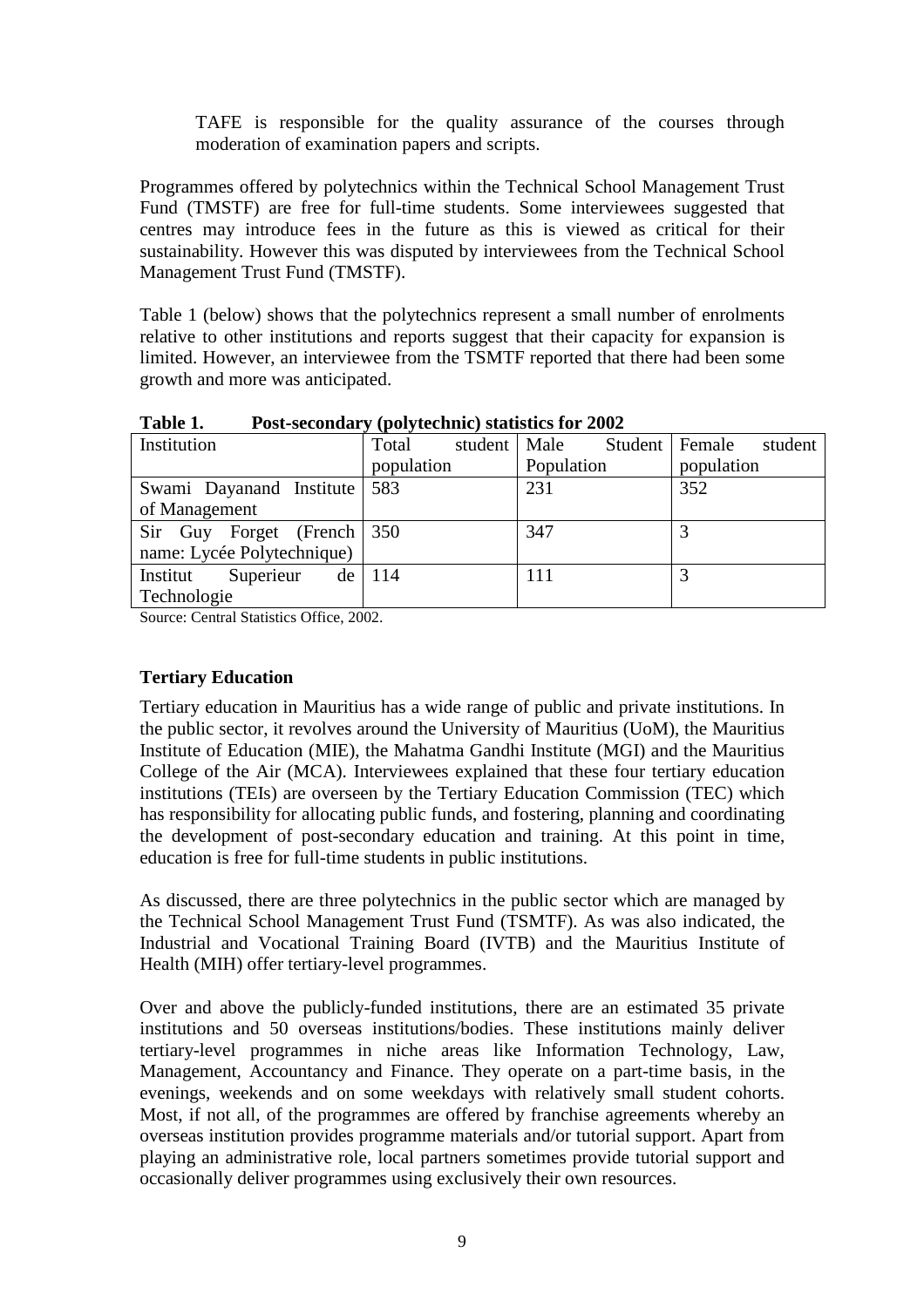TAFE is responsible for the quality assurance of the courses through moderation of examination papers and scripts.

Programmes offered by polytechnics within the Technical School Management Trust Fund (TMSTF) are free for full-time students. Some interviewees suggested that centres may introduce fees in the future as this is viewed as critical for their sustainability. However this was disputed by interviewees from the Technical School Management Trust Fund (TMSTF).

Table 1 (below) shows that the polytechnics represent a small number of enrolments relative to other institutions and reports suggest that their capacity for expansion is limited. However, an interviewee from the TSMTF reported that there had been some growth and more was anticipated.

**Table 1. Post-secondary (polytechnic) statistics for 2002**

| Institution | Total student population | Male Student Population | Female student population |
|---|---|---|---|
| Swami Dayanand Institute of Management | 583 | 231 | 352 |
| Sir Guy Forget (French name: Lycée Polytechnique) | 350 | 347 | 3 |
| Institut Superieur de Technologie | 114 | 111 | 3 |

Source: Central Statistics Office, 2002.

### Tertiary Education

Tertiary education in Mauritius has a wide range of public and private institutions. In the public sector, it revolves around the University of Mauritius (UoM), the Mauritius Institute of Education (MIE), the Mahatma Gandhi Institute (MGI) and the Mauritius College of the Air (MCA). Interviewees explained that these four tertiary education institutions (TEIs) are overseen by the Tertiary Education Commission (TEC) which has responsibility for allocating public funds, and fostering, planning and coordinating the development of post-secondary education and training. At this point in time, education is free for full-time students in public institutions.

As discussed, there are three polytechnics in the public sector which are managed by the Technical School Management Trust Fund (TSMTF). As was also indicated, the Industrial and Vocational Training Board (IVTB) and the Mauritius Institute of Health (MIH) offer tertiary-level programmes.

Over and above the publicly-funded institutions, there are an estimated 35 private institutions and 50 overseas institutions/bodies. These institutions mainly deliver tertiary-level programmes in niche areas like Information Technology, Law, Management, Accountancy and Finance. They operate on a part-time basis, in the evenings, weekends and on some weekdays with relatively small student cohorts. Most, if not all, of the programmes are offered by franchise agreements whereby an overseas institution provides programme materials and/or tutorial support. Apart from playing an administrative role, local partners sometimes provide tutorial support and occasionally deliver programmes using exclusively their own resources.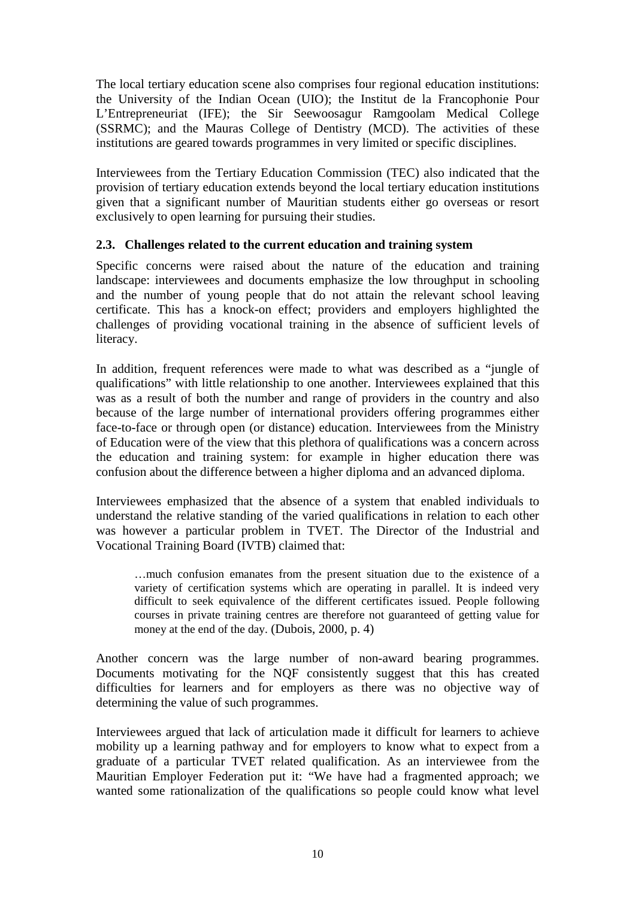The local tertiary education scene also comprises four regional education institutions: the University of the Indian Ocean (UIO); the Institut de la Francophonie Pour L'Entrepreneuriat (IFE); the Sir Seewoosagur Ramgoolam Medical College (SSRMC); and the Mauras College of Dentistry (MCD). The activities of these institutions are geared towards programmes in very limited or specific disciplines.

Interviewees from the Tertiary Education Commission (TEC) also indicated that the provision of tertiary education extends beyond the local tertiary education institutions given that a significant number of Mauritian students either go overseas or resort exclusively to open learning for pursuing their studies.

### 2.3. Challenges related to the current education and training system

Specific concerns were raised about the nature of the education and training landscape: interviewees and documents emphasize the low throughput in schooling and the number of young people that do not attain the relevant school leaving certificate. This has a knock-on effect; providers and employers highlighted the challenges of providing vocational training in the absence of sufficient levels of literacy.

In addition, frequent references were made to what was described as a "jungle of qualifications" with little relationship to one another. Interviewees explained that this was as a result of both the number and range of providers in the country and also because of the large number of international providers offering programmes either face-to-face or through open (or distance) education. Interviewees from the Ministry of Education were of the view that this plethora of qualifications was a concern across the education and training system: for example in higher education there was confusion about the difference between a higher diploma and an advanced diploma.

Interviewees emphasized that the absence of a system that enabled individuals to understand the relative standing of the varied qualifications in relation to each other was however a particular problem in TVET. The Director of the Industrial and Vocational Training Board (IVTB) claimed that:

> …much confusion emanates from the present situation due to the existence of a variety of certification systems which are operating in parallel. It is indeed very difficult to seek equivalence of the different certificates issued. People following courses in private training centres are therefore not guaranteed of getting value for money at the end of the day. (Dubois, 2000, p. 4)

Another concern was the large number of non-award bearing programmes. Documents motivating for the NQF consistently suggest that this has created difficulties for learners and for employers as there was no objective way of determining the value of such programmes.

Interviewees argued that lack of articulation made it difficult for learners to achieve mobility up a learning pathway and for employers to know what to expect from a graduate of a particular TVET related qualification. As an interviewee from the Mauritian Employer Federation put it: "We have had a fragmented approach; we wanted some rationalization of the qualifications so people could know what level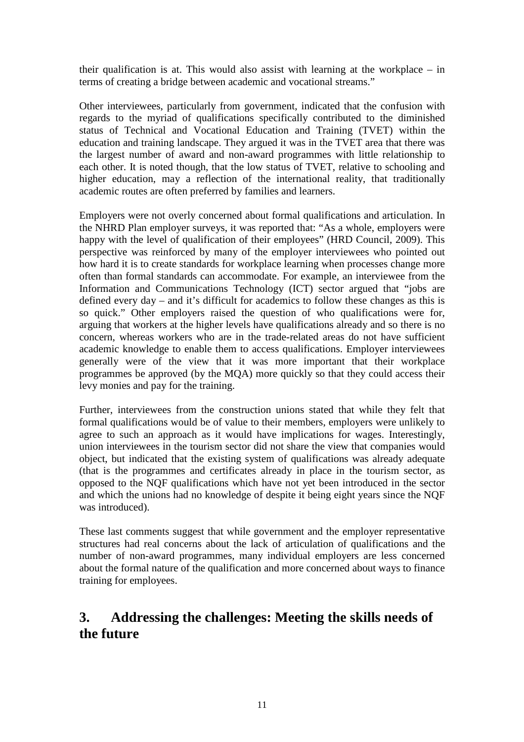their qualification is at. This would also assist with learning at the workplace – in terms of creating a bridge between academic and vocational streams."

Other interviewees, particularly from government, indicated that the confusion with regards to the myriad of qualifications specifically contributed to the diminished status of Technical and Vocational Education and Training (TVET) within the education and training landscape. They argued it was in the TVET area that there was the largest number of award and non-award programmes with little relationship to each other. It is noted though, that the low status of TVET, relative to schooling and higher education, may a reflection of the international reality, that traditionally academic routes are often preferred by families and learners.

Employers were not overly concerned about formal qualifications and articulation. In the NHRD Plan employer surveys, it was reported that: "As a whole, employers were happy with the level of qualification of their employees" (HRD Council, 2009). This perspective was reinforced by many of the employer interviewees who pointed out how hard it is to create standards for workplace learning when processes change more often than formal standards can accommodate. For example, an interviewee from the Information and Communications Technology (ICT) sector argued that "jobs are defined every day – and it's difficult for academics to follow these changes as this is so quick." Other employers raised the question of who qualifications were for, arguing that workers at the higher levels have qualifications already and so there is no concern, whereas workers who are in the trade-related areas do not have sufficient academic knowledge to enable them to access qualifications. Employer interviewees generally were of the view that it was more important that their workplace programmes be approved (by the MQA) more quickly so that they could access their levy monies and pay for the training.

Further, interviewees from the construction unions stated that while they felt that formal qualifications would be of value to their members, employers were unlikely to agree to such an approach as it would have implications for wages. Interestingly, union interviewees in the tourism sector did not share the view that companies would object, but indicated that the existing system of qualifications was already adequate (that is the programmes and certificates already in place in the tourism sector, as opposed to the NQF qualifications which have not yet been introduced in the sector and which the unions had no knowledge of despite it being eight years since the NQF was introduced).

These last comments suggest that while government and the employer representative structures had real concerns about the lack of articulation of qualifications and the number of non-award programmes, many individual employers are less concerned about the formal nature of the qualification and more concerned about ways to finance training for employees.

# 3. Addressing the challenges: Meeting the skills needs of the future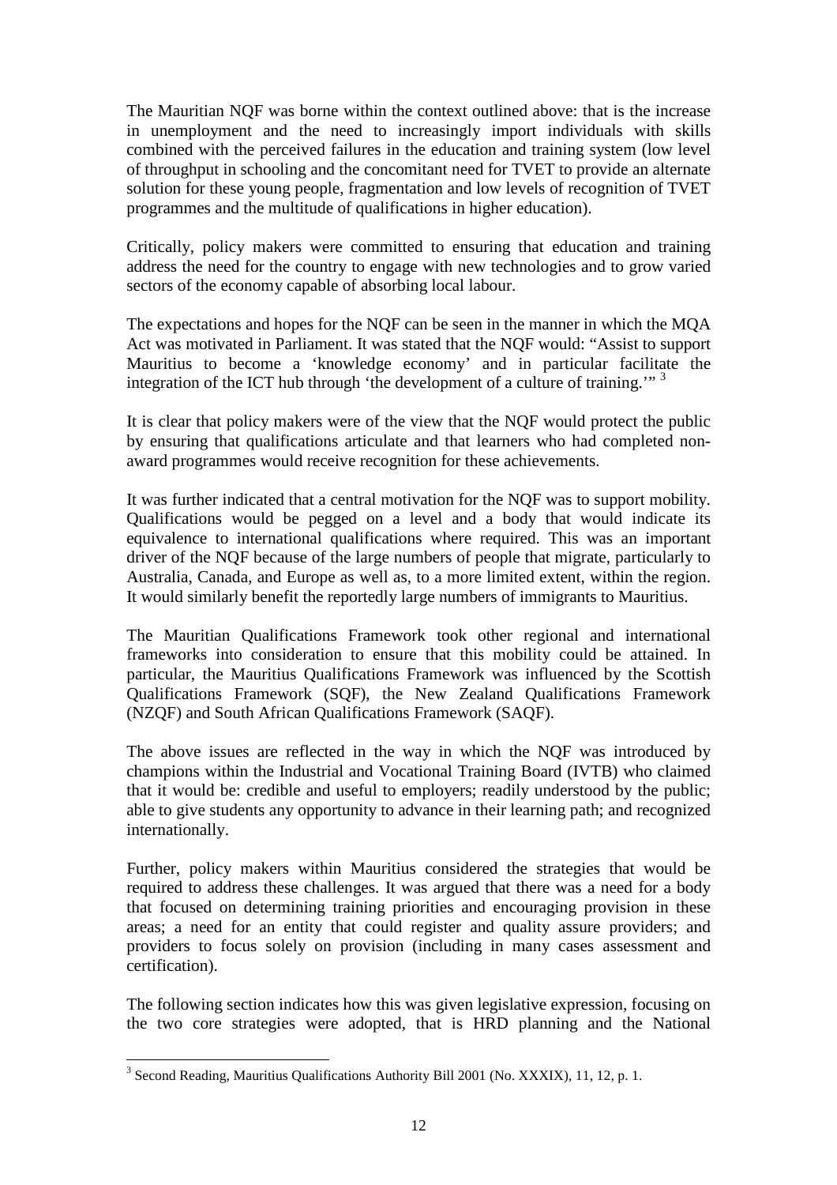The Mauritian NQF was borne within the context outlined above: that is the increase in unemployment and the need to increasingly import individuals with skills combined with the perceived failures in the education and training system (low level of throughput in schooling and the concomitant need for TVET to provide an alternate solution for these young people, fragmentation and low levels of recognition of TVET programmes and the multitude of qualifications in higher education).

Critically, policy makers were committed to ensuring that education and training address the need for the country to engage with new technologies and to grow varied sectors of the economy capable of absorbing local labour.

The expectations and hopes for the NQF can be seen in the manner in which the MQA Act was motivated in Parliament. It was stated that the NQF would: "Assist to support Mauritius to become a 'knowledge economy' and in particular facilitate the integration of the ICT hub through 'the development of a culture of training.'"[3]

It is clear that policy makers were of the view that the NQF would protect the public by ensuring that qualifications articulate and that learners who had completed non-award programmes would receive recognition for these achievements.

It was further indicated that a central motivation for the NQF was to support mobility. Qualifications would be pegged on a level and a body that would indicate its equivalence to international qualifications where required. This was an important driver of the NQF because of the large numbers of people that migrate, particularly to Australia, Canada, and Europe as well as, to a more limited extent, within the region. It would similarly benefit the reportedly large numbers of immigrants to Mauritius.

The Mauritian Qualifications Framework took other regional and international frameworks into consideration to ensure that this mobility could be attained. In particular, the Mauritius Qualifications Framework was influenced by the Scottish Qualifications Framework (SQF), the New Zealand Qualifications Framework (NZQF) and South African Qualifications Framework (SAQF).

The above issues are reflected in the way in which the NQF was introduced by champions within the Industrial and Vocational Training Board (IVTB) who claimed that it would be: credible and useful to employers; readily understood by the public; able to give students any opportunity to advance in their learning path; and recognized internationally.

Further, policy makers within Mauritius considered the strategies that would be required to address these challenges. It was argued that there was a need for a body that focused on determining training priorities and encouraging provision in these areas; a need for an entity that could register and quality assure providers; and providers to focus solely on provision (including in many cases assessment and certification).

The following section indicates how this was given legislative expression, focusing on the two core strategies were adopted, that is HRD planning and the National

[3] Second Reading, Mauritius Qualifications Authority Bill 2001 (No. XXXIX), 11, 12, p. 1.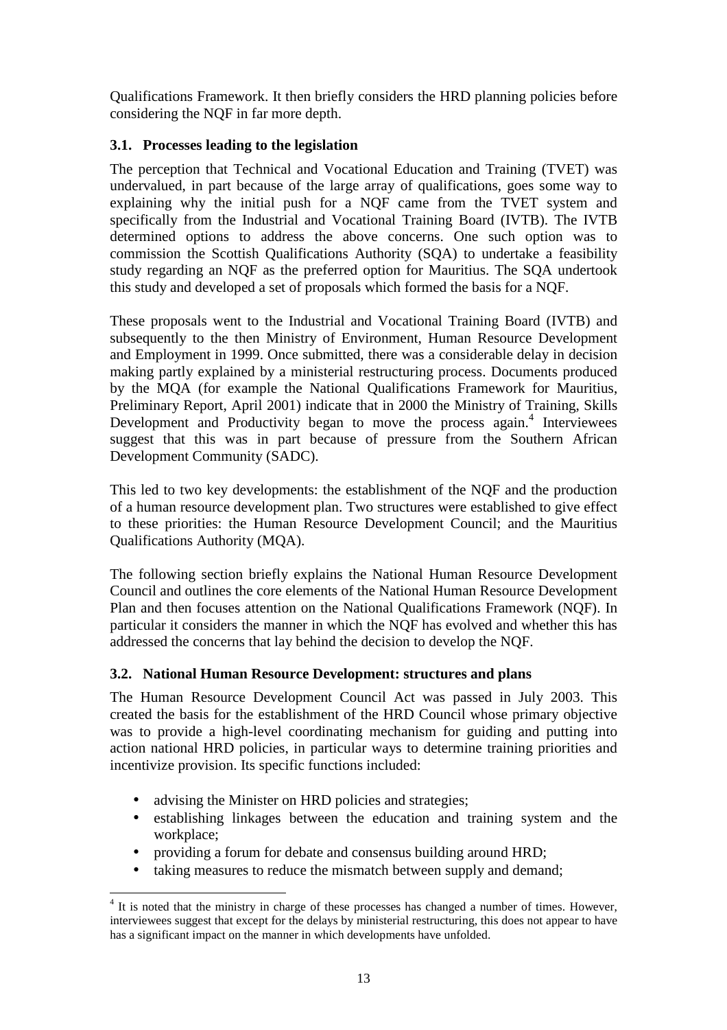Qualifications Framework. It then briefly considers the HRD planning policies before considering the NQF in far more depth.

### 3.1. Processes leading to the legislation

The perception that Technical and Vocational Education and Training (TVET) was undervalued, in part because of the large array of qualifications, goes some way to explaining why the initial push for a NQF came from the TVET system and specifically from the Industrial and Vocational Training Board (IVTB). The IVTB determined options to address the above concerns. One such option was to commission the Scottish Qualifications Authority (SQA) to undertake a feasibility study regarding an NQF as the preferred option for Mauritius. The SQA undertook this study and developed a set of proposals which formed the basis for a NQF.

These proposals went to the Industrial and Vocational Training Board (IVTB) and subsequently to the then Ministry of Environment, Human Resource Development and Employment in 1999. Once submitted, there was a considerable delay in decision making partly explained by a ministerial restructuring process. Documents produced by the MQA (for example the National Qualifications Framework for Mauritius, Preliminary Report, April 2001) indicate that in 2000 the Ministry of Training, Skills Development and Productivity began to move the process again.[4] Interviewees suggest that this was in part because of pressure from the Southern African Development Community (SADC).

This led to two key developments: the establishment of the NQF and the production of a human resource development plan. Two structures were established to give effect to these priorities: the Human Resource Development Council; and the Mauritius Qualifications Authority (MQA).

The following section briefly explains the National Human Resource Development Council and outlines the core elements of the National Human Resource Development Plan and then focuses attention on the National Qualifications Framework (NQF). In particular it considers the manner in which the NQF has evolved and whether this has addressed the concerns that lay behind the decision to develop the NQF.

### 3.2. National Human Resource Development: structures and plans

The Human Resource Development Council Act was passed in July 2003. This created the basis for the establishment of the HRD Council whose primary objective was to provide a high-level coordinating mechanism for guiding and putting into action national HRD policies, in particular ways to determine training priorities and incentivize provision. Its specific functions included:

- advising the Minister on HRD policies and strategies;
- establishing linkages between the education and training system and the workplace;
- providing a forum for debate and consensus building around HRD;
- taking measures to reduce the mismatch between supply and demand;

[4] It is noted that the ministry in charge of these processes has changed a number of times. However, interviewees suggest that except for the delays by ministerial restructuring, this does not appear to have has a significant impact on the manner in which developments have unfolded.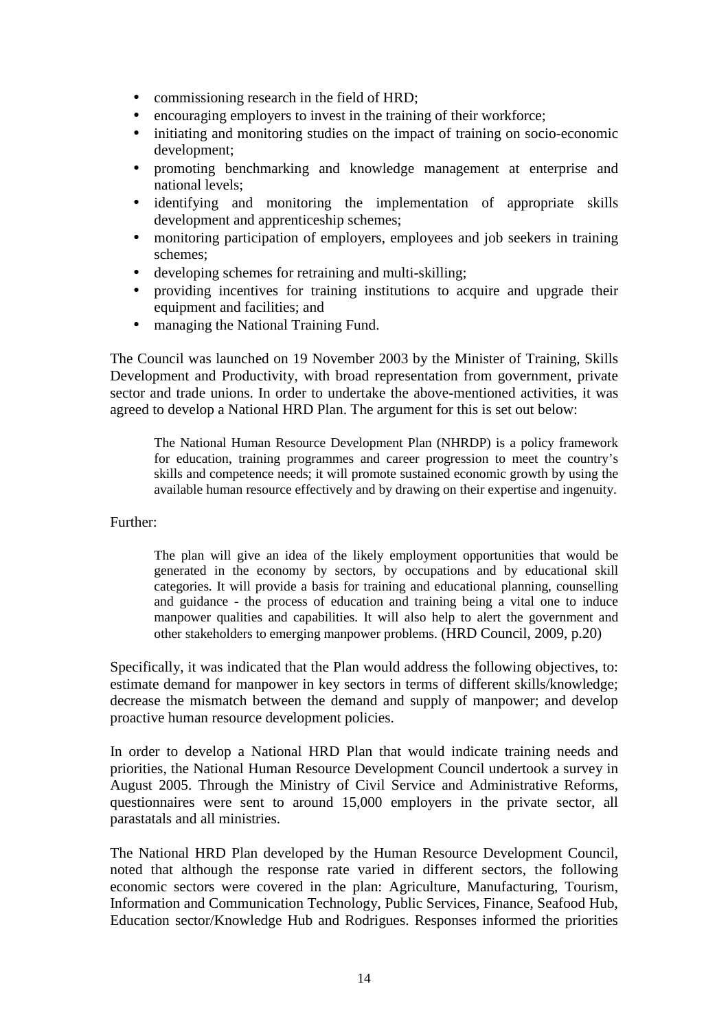- commissioning research in the field of HRD;
- encouraging employers to invest in the training of their workforce;
- initiating and monitoring studies on the impact of training on socio-economic development;
- promoting benchmarking and knowledge management at enterprise and national levels;
- identifying and monitoring the implementation of appropriate skills development and apprenticeship schemes;
- monitoring participation of employers, employees and job seekers in training schemes;
- developing schemes for retraining and multi-skilling;
- providing incentives for training institutions to acquire and upgrade their equipment and facilities; and
- managing the National Training Fund.

The Council was launched on 19 November 2003 by the Minister of Training, Skills Development and Productivity, with broad representation from government, private sector and trade unions. In order to undertake the above-mentioned activities, it was agreed to develop a National HRD Plan. The argument for this is set out below:

> The National Human Resource Development Plan (NHRDP) is a policy framework for education, training programmes and career progression to meet the country's skills and competence needs; it will promote sustained economic growth by using the available human resource effectively and by drawing on their expertise and ingenuity.

Further:

> The plan will give an idea of the likely employment opportunities that would be generated in the economy by sectors, by occupations and by educational skill categories. It will provide a basis for training and educational planning, counselling and guidance - the process of education and training being a vital one to induce manpower qualities and capabilities. It will also help to alert the government and other stakeholders to emerging manpower problems. (HRD Council, 2009, p.20)

Specifically, it was indicated that the Plan would address the following objectives, to: estimate demand for manpower in key sectors in terms of different skills/knowledge; decrease the mismatch between the demand and supply of manpower; and develop proactive human resource development policies.

In order to develop a National HRD Plan that would indicate training needs and priorities, the National Human Resource Development Council undertook a survey in August 2005. Through the Ministry of Civil Service and Administrative Reforms, questionnaires were sent to around 15,000 employers in the private sector, all parastatals and all ministries.

The National HRD Plan developed by the Human Resource Development Council, noted that although the response rate varied in different sectors, the following economic sectors were covered in the plan: Agriculture, Manufacturing, Tourism, Information and Communication Technology, Public Services, Finance, Seafood Hub, Education sector/Knowledge Hub and Rodrigues. Responses informed the priorities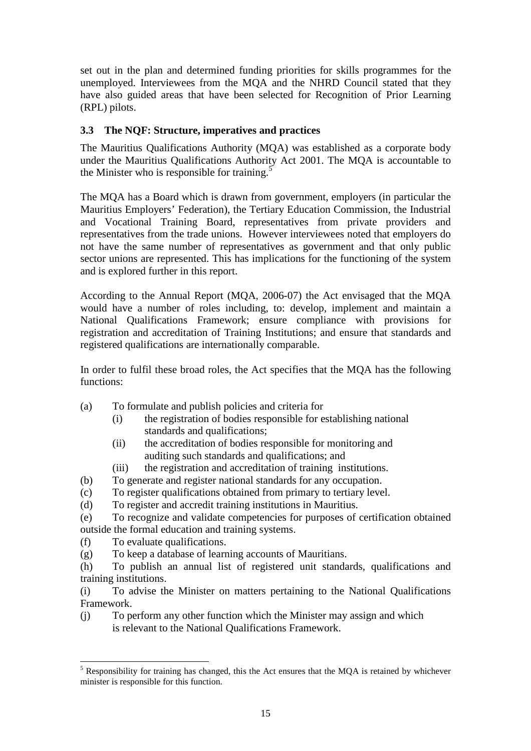set out in the plan and determined funding priorities for skills programmes for the unemployed. Interviewees from the MQA and the NHRD Council stated that they have also guided areas that have been selected for Recognition of Prior Learning (RPL) pilots.

### 3.3 The NQF: Structure, imperatives and practices

The Mauritius Qualifications Authority (MQA) was established as a corporate body under the Mauritius Qualifications Authority Act 2001. The MQA is accountable to the Minister who is responsible for training.[5]

The MQA has a Board which is drawn from government, employers (in particular the Mauritius Employers' Federation), the Tertiary Education Commission, the Industrial and Vocational Training Board, representatives from private providers and representatives from the trade unions. However interviewees noted that employers do not have the same number of representatives as government and that only public sector unions are represented. This has implications for the functioning of the system and is explored further in this report.

According to the Annual Report (MQA, 2006-07) the Act envisaged that the MQA would have a number of roles including, to: develop, implement and maintain a National Qualifications Framework; ensure compliance with provisions for registration and accreditation of Training Institutions; and ensure that standards and registered qualifications are internationally comparable.

In order to fulfil these broad roles, the Act specifies that the MQA has the following functions:

(a) To formulate and publish policies and criteria for
   - (i) the registration of bodies responsible for establishing national standards and qualifications;
   - (ii) the accreditation of bodies responsible for monitoring and auditing such standards and qualifications; and
   - (iii) the registration and accreditation of training institutions.

(b) To generate and register national standards for any occupation.

(c) To register qualifications obtained from primary to tertiary level.

(d) To register and accredit training institutions in Mauritius.

(e) To recognize and validate competencies for purposes of certification obtained outside the formal education and training systems.

(f) To evaluate qualifications.

(g) To keep a database of learning accounts of Mauritians.

(h) To publish an annual list of registered unit standards, qualifications and training institutions.

(i) To advise the Minister on matters pertaining to the National Qualifications Framework.

(j) To perform any other function which the Minister may assign and which is relevant to the National Qualifications Framework.

---

[5] Responsibility for training has changed, this the Act ensures that the MQA is retained by whichever minister is responsible for this function.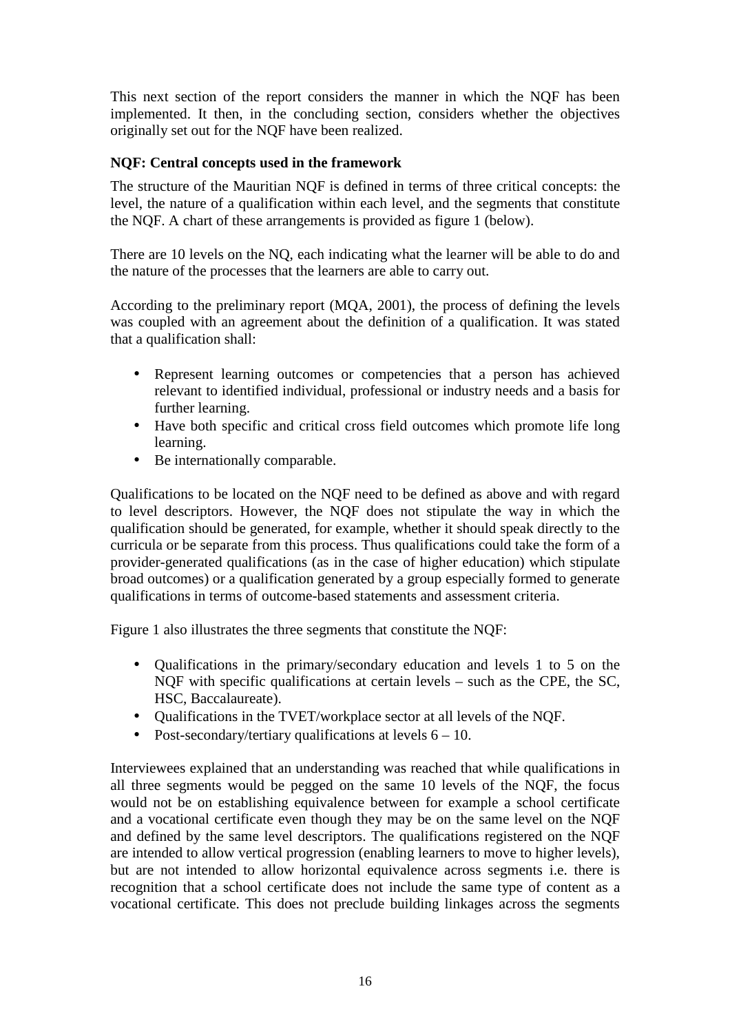This next section of the report considers the manner in which the NQF has been implemented. It then, in the concluding section, considers whether the objectives originally set out for the NQF have been realized.

**NQF: Central concepts used in the framework**

The structure of the Mauritian NQF is defined in terms of three critical concepts: the level, the nature of a qualification within each level, and the segments that constitute the NQF. A chart of these arrangements is provided as figure 1 (below).

There are 10 levels on the NQ, each indicating what the learner will be able to do and the nature of the processes that the learners are able to carry out.

According to the preliminary report (MQA, 2001), the process of defining the levels was coupled with an agreement about the definition of a qualification. It was stated that a qualification shall:

- Represent learning outcomes or competencies that a person has achieved relevant to identified individual, professional or industry needs and a basis for further learning.
- Have both specific and critical cross field outcomes which promote life long learning.
- Be internationally comparable.

Qualifications to be located on the NQF need to be defined as above and with regard to level descriptors. However, the NQF does not stipulate the way in which the qualification should be generated, for example, whether it should speak directly to the curricula or be separate from this process. Thus qualifications could take the form of a provider-generated qualifications (as in the case of higher education) which stipulate broad outcomes) or a qualification generated by a group especially formed to generate qualifications in terms of outcome-based statements and assessment criteria.

Figure 1 also illustrates the three segments that constitute the NQF:

- Qualifications in the primary/secondary education and levels 1 to 5 on the NQF with specific qualifications at certain levels – such as the CPE, the SC, HSC, Baccalaureate).
- Qualifications in the TVET/workplace sector at all levels of the NQF.
- Post-secondary/tertiary qualifications at levels 6 – 10.

Interviewees explained that an understanding was reached that while qualifications in all three segments would be pegged on the same 10 levels of the NQF, the focus would not be on establishing equivalence between for example a school certificate and a vocational certificate even though they may be on the same level on the NQF and defined by the same level descriptors. The qualifications registered on the NQF are intended to allow vertical progression (enabling learners to move to higher levels), but are not intended to allow horizontal equivalence across segments i.e. there is recognition that a school certificate does not include the same type of content as a vocational certificate. This does not preclude building linkages across the segments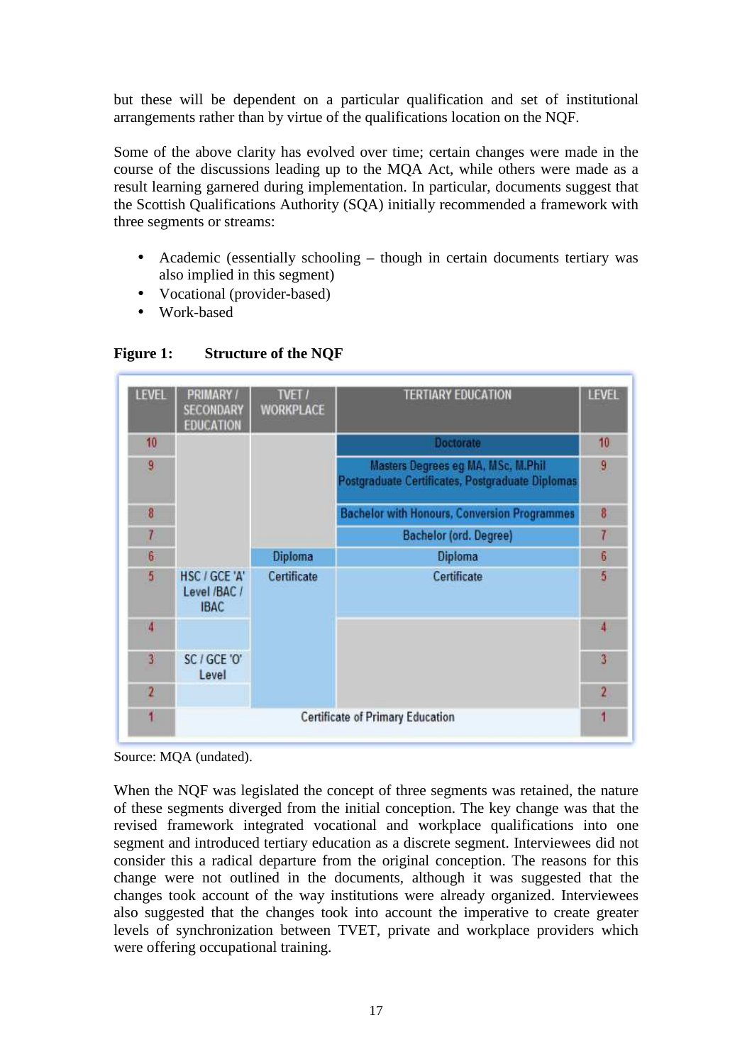but these will be dependent on a particular qualification and set of institutional arrangements rather than by virtue of the qualifications location on the NQF.

Some of the above clarity has evolved over time; certain changes were made in the course of the discussions leading up to the MQA Act, while others were made as a result learning garnered during implementation. In particular, documents suggest that the Scottish Qualifications Authority (SQA) initially recommended a framework with three segments or streams:

- Academic (essentially schooling – though in certain documents tertiary was also implied in this segment)
- Vocational (provider-based)
- Work-based

**Figure 1: Structure of the NQF**

| LEVEL | PRIMARY / SECONDARY EDUCATION | TVET / WORKPLACE | TERTIARY EDUCATION | LEVEL |
|---|---|---|---|---|
| 10 | | | Doctorate | 10 |
| 9 | | | Masters Degrees eg MA, MSc, M.Phil Postgraduate Certificates, Postgraduate Diplomas | 9 |
| 8 | | | Bachelor with Honours, Conversion Programmes | 8 |
| 7 | | | Bachelor (ord. Degree) | 7 |
| 6 | | Diploma | Diploma | 6 |
| 5 | HSC / GCE 'A' Level /BAC / IBAC | Certificate | Certificate | 5 |
| 4 | | | | 4 |
| 3 | SC / GCE 'O' Level | | | 3 |
| 2 | | | | 2 |
| 1 | Certificate of Primary Education | | | 1 |

Source: MQA (undated).

When the NQF was legislated the concept of three segments was retained, the nature of these segments diverged from the initial conception. The key change was that the revised framework integrated vocational and workplace qualifications into one segment and introduced tertiary education as a discrete segment. Interviewees did not consider this a radical departure from the original conception. The reasons for this change were not outlined in the documents, although it was suggested that the changes took account of the way institutions were already organized. Interviewees also suggested that the changes took into account the imperative to create greater levels of synchronization between TVET, private and workplace providers which were offering occupational training.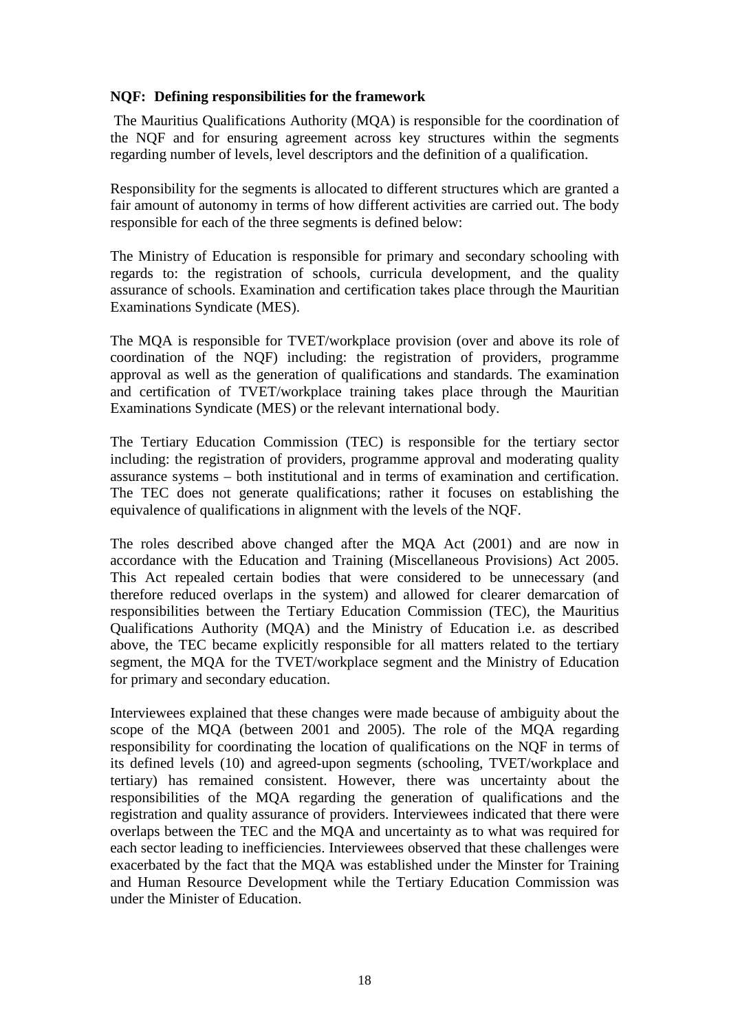**NQF: Defining responsibilities for the framework**

The Mauritius Qualifications Authority (MQA) is responsible for the coordination of the NQF and for ensuring agreement across key structures within the segments regarding number of levels, level descriptors and the definition of a qualification.

Responsibility for the segments is allocated to different structures which are granted a fair amount of autonomy in terms of how different activities are carried out. The body responsible for each of the three segments is defined below:

The Ministry of Education is responsible for primary and secondary schooling with regards to: the registration of schools, curricula development, and the quality assurance of schools. Examination and certification takes place through the Mauritian Examinations Syndicate (MES).

The MQA is responsible for TVET/workplace provision (over and above its role of coordination of the NQF) including: the registration of providers, programme approval as well as the generation of qualifications and standards. The examination and certification of TVET/workplace training takes place through the Mauritian Examinations Syndicate (MES) or the relevant international body.

The Tertiary Education Commission (TEC) is responsible for the tertiary sector including: the registration of providers, programme approval and moderating quality assurance systems – both institutional and in terms of examination and certification. The TEC does not generate qualifications; rather it focuses on establishing the equivalence of qualifications in alignment with the levels of the NQF.

The roles described above changed after the MQA Act (2001) and are now in accordance with the Education and Training (Miscellaneous Provisions) Act 2005. This Act repealed certain bodies that were considered to be unnecessary (and therefore reduced overlaps in the system) and allowed for clearer demarcation of responsibilities between the Tertiary Education Commission (TEC), the Mauritius Qualifications Authority (MQA) and the Ministry of Education i.e. as described above, the TEC became explicitly responsible for all matters related to the tertiary segment, the MQA for the TVET/workplace segment and the Ministry of Education for primary and secondary education.

Interviewees explained that these changes were made because of ambiguity about the scope of the MQA (between 2001 and 2005). The role of the MQA regarding responsibility for coordinating the location of qualifications on the NQF in terms of its defined levels (10) and agreed-upon segments (schooling, TVET/workplace and tertiary) has remained consistent. However, there was uncertainty about the responsibilities of the MQA regarding the generation of qualifications and the registration and quality assurance of providers. Interviewees indicated that there were overlaps between the TEC and the MQA and uncertainty as to what was required for each sector leading to inefficiencies. Interviewees observed that these challenges were exacerbated by the fact that the MQA was established under the Minster for Training and Human Resource Development while the Tertiary Education Commission was under the Minister of Education.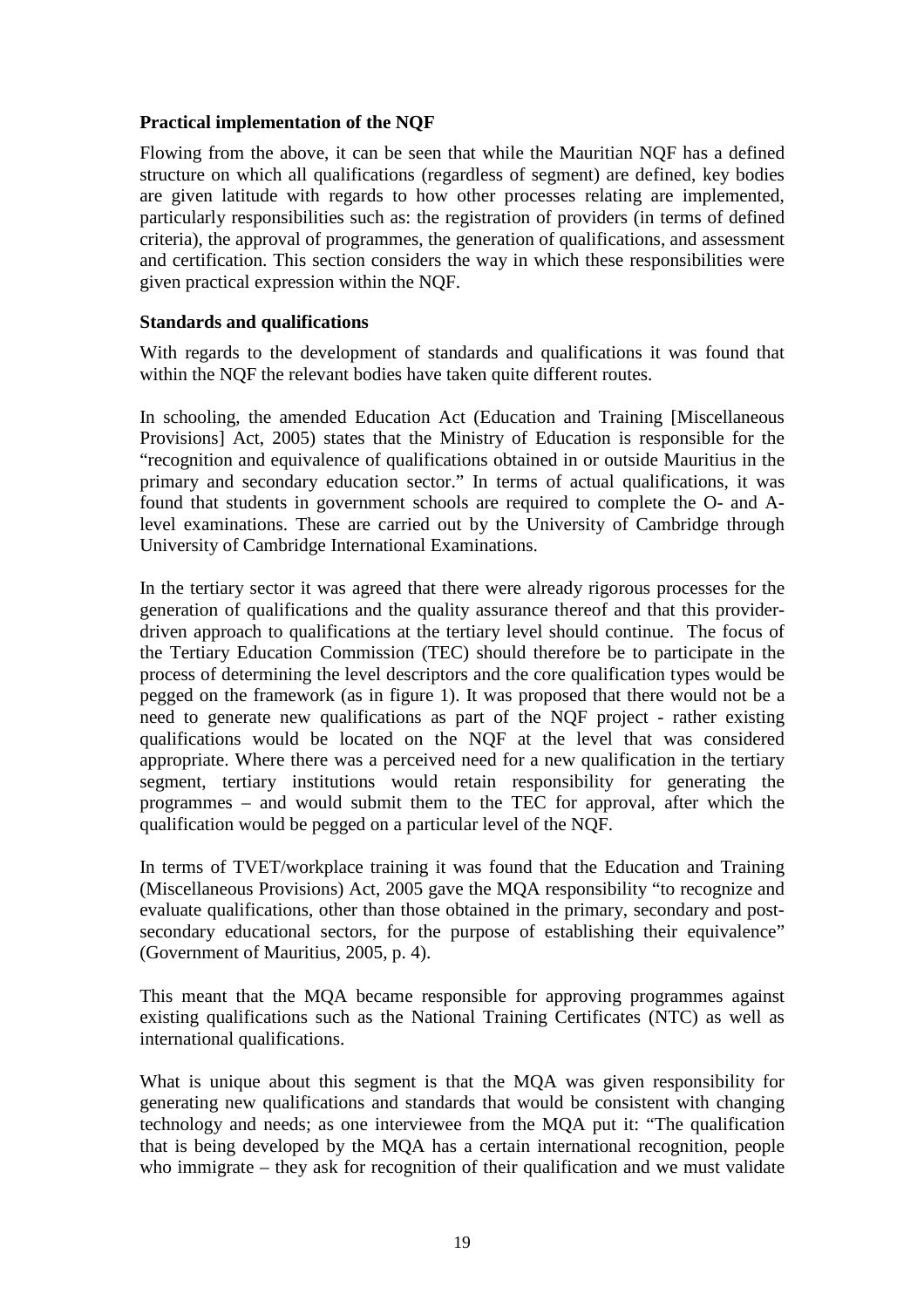**Practical implementation of the NQF**

Flowing from the above, it can be seen that while the Mauritian NQF has a defined structure on which all qualifications (regardless of segment) are defined, key bodies are given latitude with regards to how other processes relating are implemented, particularly responsibilities such as: the registration of providers (in terms of defined criteria), the approval of programmes, the generation of qualifications, and assessment and certification. This section considers the way in which these responsibilities were given practical expression within the NQF.

**Standards and qualifications**

With regards to the development of standards and qualifications it was found that within the NQF the relevant bodies have taken quite different routes.

In schooling, the amended Education Act (Education and Training [Miscellaneous Provisions] Act, 2005) states that the Ministry of Education is responsible for the "recognition and equivalence of qualifications obtained in or outside Mauritius in the primary and secondary education sector." In terms of actual qualifications, it was found that students in government schools are required to complete the O- and A-level examinations. These are carried out by the University of Cambridge through University of Cambridge International Examinations.

In the tertiary sector it was agreed that there were already rigorous processes for the generation of qualifications and the quality assurance thereof and that this provider-driven approach to qualifications at the tertiary level should continue. The focus of the Tertiary Education Commission (TEC) should therefore be to participate in the process of determining the level descriptors and the core qualification types would be pegged on the framework (as in figure 1). It was proposed that there would not be a need to generate new qualifications as part of the NQF project - rather existing qualifications would be located on the NQF at the level that was considered appropriate. Where there was a perceived need for a new qualification in the tertiary segment, tertiary institutions would retain responsibility for generating the programmes – and would submit them to the TEC for approval, after which the qualification would be pegged on a particular level of the NQF.

In terms of TVET/workplace training it was found that the Education and Training (Miscellaneous Provisions) Act, 2005 gave the MQA responsibility "to recognize and evaluate qualifications, other than those obtained in the primary, secondary and post-secondary educational sectors, for the purpose of establishing their equivalence" (Government of Mauritius, 2005, p. 4).

This meant that the MQA became responsible for approving programmes against existing qualifications such as the National Training Certificates (NTC) as well as international qualifications.

What is unique about this segment is that the MQA was given responsibility for generating new qualifications and standards that would be consistent with changing technology and needs; as one interviewee from the MQA put it: "The qualification that is being developed by the MQA has a certain international recognition, people who immigrate – they ask for recognition of their qualification and we must validate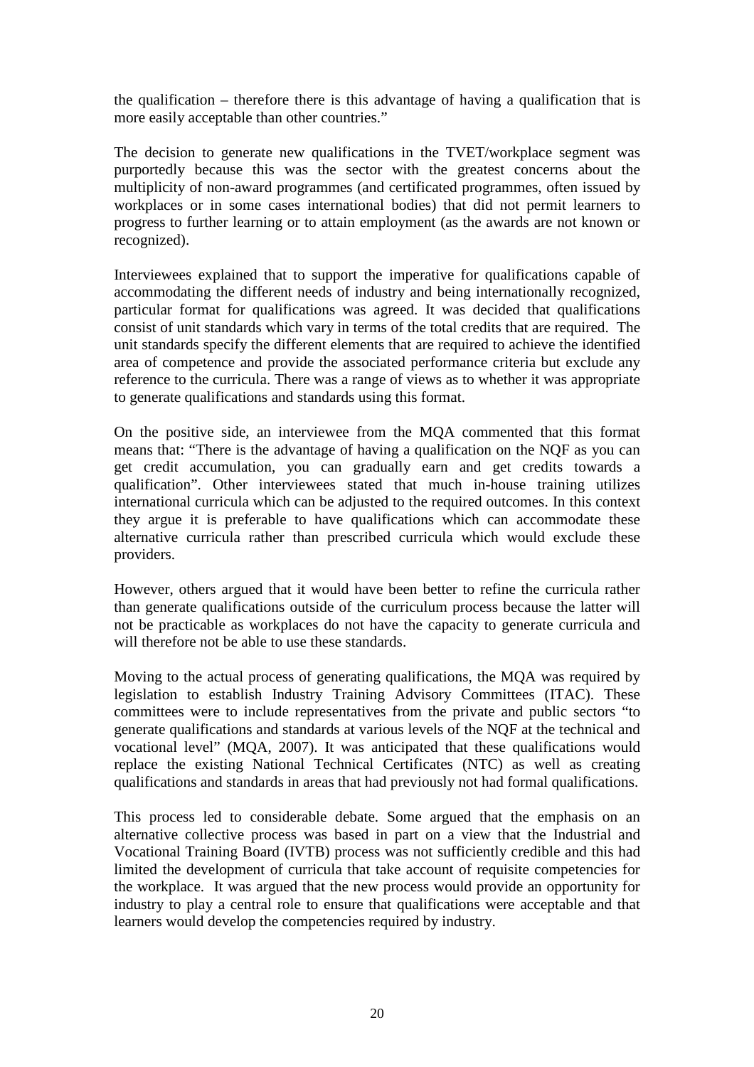the qualification – therefore there is this advantage of having a qualification that is more easily acceptable than other countries."

The decision to generate new qualifications in the TVET/workplace segment was purportedly because this was the sector with the greatest concerns about the multiplicity of non-award programmes (and certificated programmes, often issued by workplaces or in some cases international bodies) that did not permit learners to progress to further learning or to attain employment (as the awards are not known or recognized).

Interviewees explained that to support the imperative for qualifications capable of accommodating the different needs of industry and being internationally recognized, particular format for qualifications was agreed. It was decided that qualifications consist of unit standards which vary in terms of the total credits that are required. The unit standards specify the different elements that are required to achieve the identified area of competence and provide the associated performance criteria but exclude any reference to the curricula. There was a range of views as to whether it was appropriate to generate qualifications and standards using this format.

On the positive side, an interviewee from the MQA commented that this format means that: "There is the advantage of having a qualification on the NQF as you can get credit accumulation, you can gradually earn and get credits towards a qualification". Other interviewees stated that much in-house training utilizes international curricula which can be adjusted to the required outcomes. In this context they argue it is preferable to have qualifications which can accommodate these alternative curricula rather than prescribed curricula which would exclude these providers.

However, others argued that it would have been better to refine the curricula rather than generate qualifications outside of the curriculum process because the latter will not be practicable as workplaces do not have the capacity to generate curricula and will therefore not be able to use these standards.

Moving to the actual process of generating qualifications, the MQA was required by legislation to establish Industry Training Advisory Committees (ITAC). These committees were to include representatives from the private and public sectors "to generate qualifications and standards at various levels of the NQF at the technical and vocational level" (MQA, 2007). It was anticipated that these qualifications would replace the existing National Technical Certificates (NTC) as well as creating qualifications and standards in areas that had previously not had formal qualifications.

This process led to considerable debate. Some argued that the emphasis on an alternative collective process was based in part on a view that the Industrial and Vocational Training Board (IVTB) process was not sufficiently credible and this had limited the development of curricula that take account of requisite competencies for the workplace. It was argued that the new process would provide an opportunity for industry to play a central role to ensure that qualifications were acceptable and that learners would develop the competencies required by industry.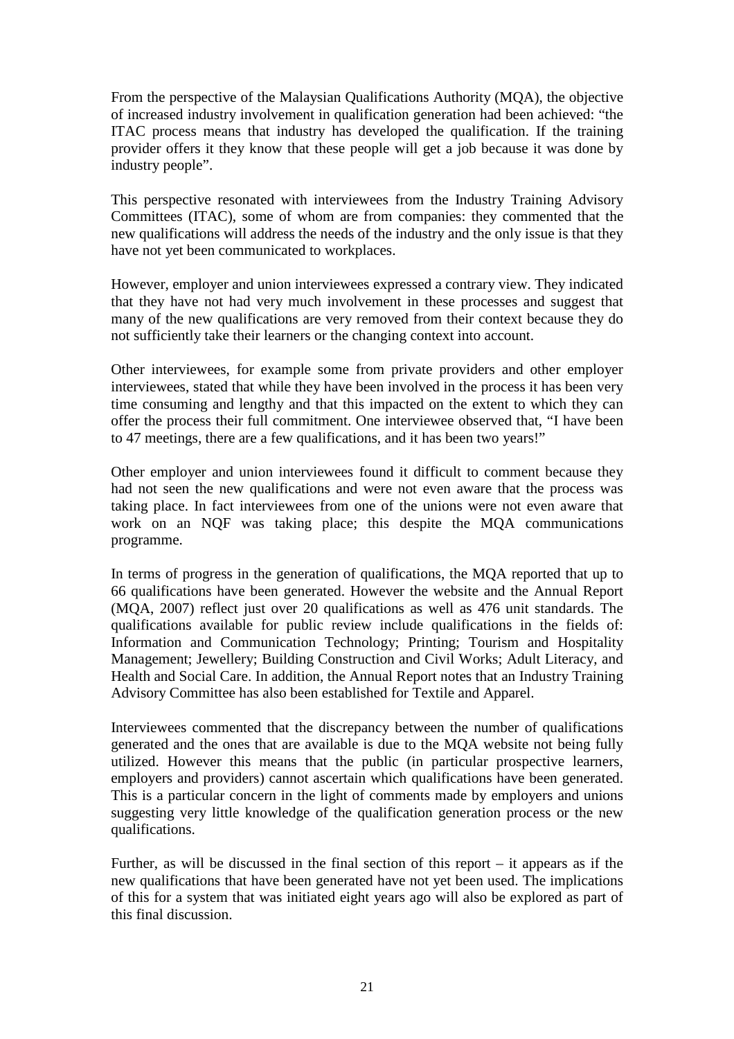From the perspective of the Malaysian Qualifications Authority (MQA), the objective of increased industry involvement in qualification generation had been achieved: "the ITAC process means that industry has developed the qualification. If the training provider offers it they know that these people will get a job because it was done by industry people".

This perspective resonated with interviewees from the Industry Training Advisory Committees (ITAC), some of whom are from companies: they commented that the new qualifications will address the needs of the industry and the only issue is that they have not yet been communicated to workplaces.

However, employer and union interviewees expressed a contrary view. They indicated that they have not had very much involvement in these processes and suggest that many of the new qualifications are very removed from their context because they do not sufficiently take their learners or the changing context into account.

Other interviewees, for example some from private providers and other employer interviewees, stated that while they have been involved in the process it has been very time consuming and lengthy and that this impacted on the extent to which they can offer the process their full commitment. One interviewee observed that, "I have been to 47 meetings, there are a few qualifications, and it has been two years!"

Other employer and union interviewees found it difficult to comment because they had not seen the new qualifications and were not even aware that the process was taking place. In fact interviewees from one of the unions were not even aware that work on an NQF was taking place; this despite the MQA communications programme.

In terms of progress in the generation of qualifications, the MQA reported that up to 66 qualifications have been generated. However the website and the Annual Report (MQA, 2007) reflect just over 20 qualifications as well as 476 unit standards. The qualifications available for public review include qualifications in the fields of: Information and Communication Technology; Printing; Tourism and Hospitality Management; Jewellery; Building Construction and Civil Works; Adult Literacy, and Health and Social Care. In addition, the Annual Report notes that an Industry Training Advisory Committee has also been established for Textile and Apparel.

Interviewees commented that the discrepancy between the number of qualifications generated and the ones that are available is due to the MQA website not being fully utilized. However this means that the public (in particular prospective learners, employers and providers) cannot ascertain which qualifications have been generated. This is a particular concern in the light of comments made by employers and unions suggesting very little knowledge of the qualification generation process or the new qualifications.

Further, as will be discussed in the final section of this report – it appears as if the new qualifications that have been generated have not yet been used. The implications of this for a system that was initiated eight years ago will also be explored as part of this final discussion.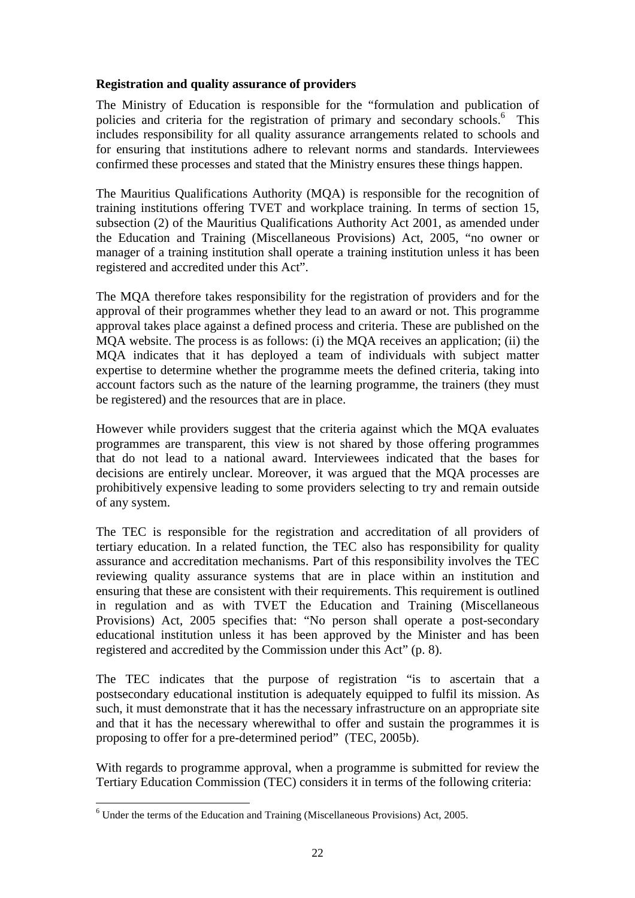**Registration and quality assurance of providers**

The Ministry of Education is responsible for the "formulation and publication of policies and criteria for the registration of primary and secondary schools.[6] This includes responsibility for all quality assurance arrangements related to schools and for ensuring that institutions adhere to relevant norms and standards. Interviewees confirmed these processes and stated that the Ministry ensures these things happen.

The Mauritius Qualifications Authority (MQA) is responsible for the recognition of training institutions offering TVET and workplace training. In terms of section 15, subsection (2) of the Mauritius Qualifications Authority Act 2001, as amended under the Education and Training (Miscellaneous Provisions) Act, 2005, "no owner or manager of a training institution shall operate a training institution unless it has been registered and accredited under this Act".

The MQA therefore takes responsibility for the registration of providers and for the approval of their programmes whether they lead to an award or not. This programme approval takes place against a defined process and criteria. These are published on the MQA website. The process is as follows: (i) the MQA receives an application; (ii) the MQA indicates that it has deployed a team of individuals with subject matter expertise to determine whether the programme meets the defined criteria, taking into account factors such as the nature of the learning programme, the trainers (they must be registered) and the resources that are in place.

However while providers suggest that the criteria against which the MQA evaluates programmes are transparent, this view is not shared by those offering programmes that do not lead to a national award. Interviewees indicated that the bases for decisions are entirely unclear. Moreover, it was argued that the MQA processes are prohibitively expensive leading to some providers selecting to try and remain outside of any system.

The TEC is responsible for the registration and accreditation of all providers of tertiary education. In a related function, the TEC also has responsibility for quality assurance and accreditation mechanisms. Part of this responsibility involves the TEC reviewing quality assurance systems that are in place within an institution and ensuring that these are consistent with their requirements. This requirement is outlined in regulation and as with TVET the Education and Training (Miscellaneous Provisions) Act, 2005 specifies that: "No person shall operate a post-secondary educational institution unless it has been approved by the Minister and has been registered and accredited by the Commission under this Act" (p. 8).

The TEC indicates that the purpose of registration "is to ascertain that a postsecondary educational institution is adequately equipped to fulfil its mission. As such, it must demonstrate that it has the necessary infrastructure on an appropriate site and that it has the necessary wherewithal to offer and sustain the programmes it is proposing to offer for a pre-determined period" (TEC, 2005b).

With regards to programme approval, when a programme is submitted for review the Tertiary Education Commission (TEC) considers it in terms of the following criteria:

[6] Under the terms of the Education and Training (Miscellaneous Provisions) Act, 2005.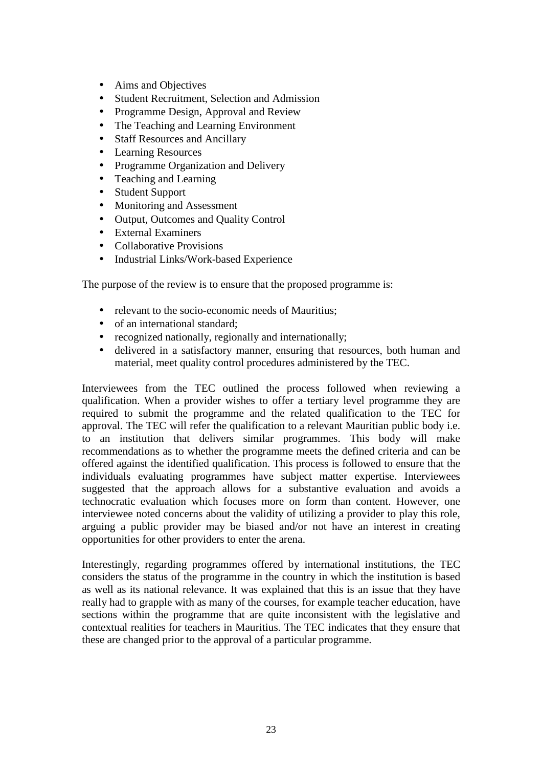- Aims and Objectives
- Student Recruitment, Selection and Admission
- Programme Design, Approval and Review
- The Teaching and Learning Environment
- Staff Resources and Ancillary
- Learning Resources
- Programme Organization and Delivery
- Teaching and Learning
- Student Support
- Monitoring and Assessment
- Output, Outcomes and Quality Control
- External Examiners
- Collaborative Provisions
- Industrial Links/Work-based Experience

The purpose of the review is to ensure that the proposed programme is:

- relevant to the socio-economic needs of Mauritius;
- of an international standard;
- recognized nationally, regionally and internationally;
- delivered in a satisfactory manner, ensuring that resources, both human and material, meet quality control procedures administered by the TEC.

Interviewees from the TEC outlined the process followed when reviewing a qualification. When a provider wishes to offer a tertiary level programme they are required to submit the programme and the related qualification to the TEC for approval. The TEC will refer the qualification to a relevant Mauritian public body i.e. to an institution that delivers similar programmes. This body will make recommendations as to whether the programme meets the defined criteria and can be offered against the identified qualification. This process is followed to ensure that the individuals evaluating programmes have subject matter expertise. Interviewees suggested that the approach allows for a substantive evaluation and avoids a technocratic evaluation which focuses more on form than content. However, one interviewee noted concerns about the validity of utilizing a provider to play this role, arguing a public provider may be biased and/or not have an interest in creating opportunities for other providers to enter the arena.

Interestingly, regarding programmes offered by international institutions, the TEC considers the status of the programme in the country in which the institution is based as well as its national relevance. It was explained that this is an issue that they have really had to grapple with as many of the courses, for example teacher education, have sections within the programme that are quite inconsistent with the legislative and contextual realities for teachers in Mauritius. The TEC indicates that they ensure that these are changed prior to the approval of a particular programme.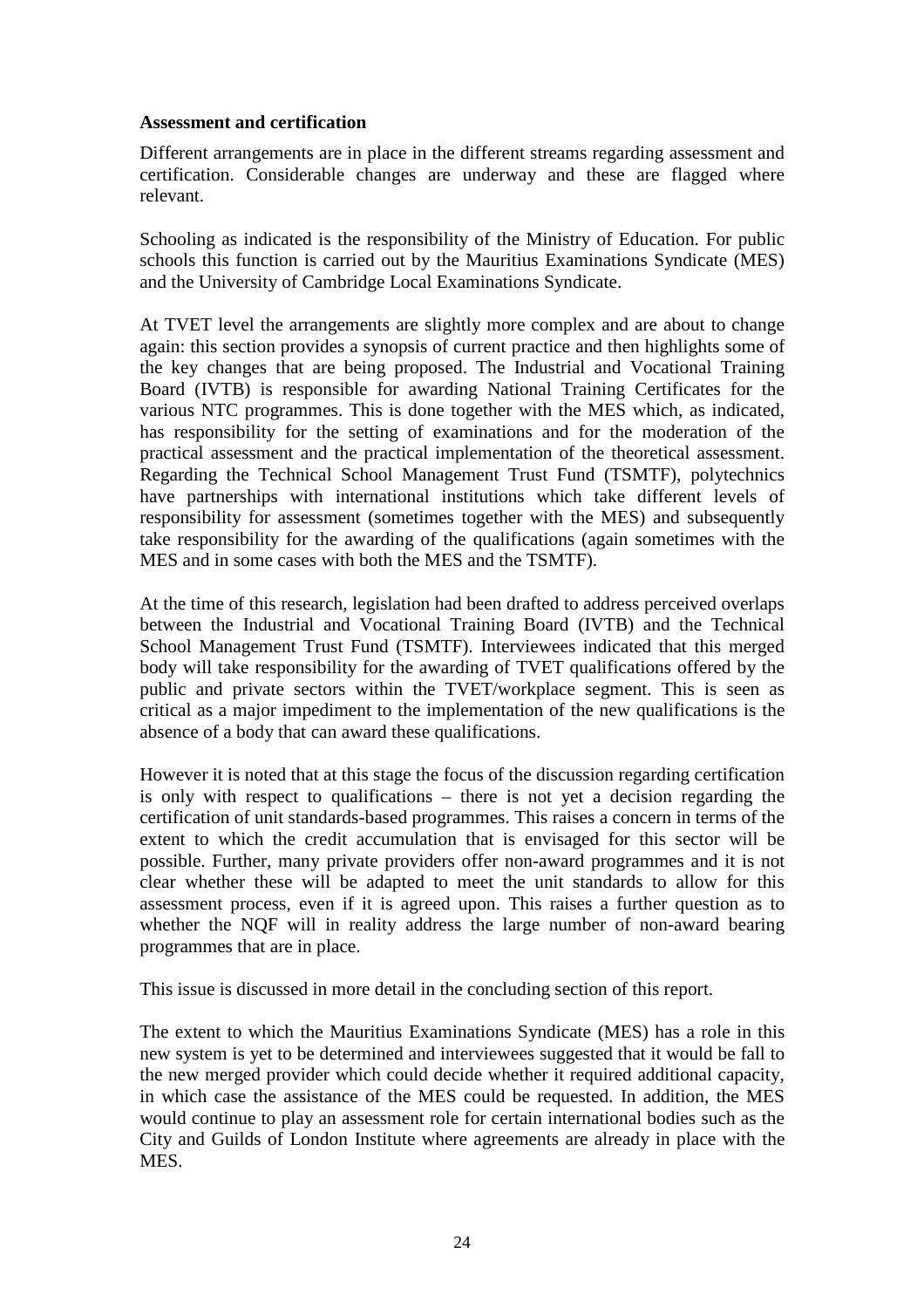**Assessment and certification**

Different arrangements are in place in the different streams regarding assessment and certification. Considerable changes are underway and these are flagged where relevant.

Schooling as indicated is the responsibility of the Ministry of Education. For public schools this function is carried out by the Mauritius Examinations Syndicate (MES) and the University of Cambridge Local Examinations Syndicate.

At TVET level the arrangements are slightly more complex and are about to change again: this section provides a synopsis of current practice and then highlights some of the key changes that are being proposed. The Industrial and Vocational Training Board (IVTB) is responsible for awarding National Training Certificates for the various NTC programmes. This is done together with the MES which, as indicated, has responsibility for the setting of examinations and for the moderation of the practical assessment and the practical implementation of the theoretical assessment. Regarding the Technical School Management Trust Fund (TSMTF), polytechnics have partnerships with international institutions which take different levels of responsibility for assessment (sometimes together with the MES) and subsequently take responsibility for the awarding of the qualifications (again sometimes with the MES and in some cases with both the MES and the TSMTF).

At the time of this research, legislation had been drafted to address perceived overlaps between the Industrial and Vocational Training Board (IVTB) and the Technical School Management Trust Fund (TSMTF). Interviewees indicated that this merged body will take responsibility for the awarding of TVET qualifications offered by the public and private sectors within the TVET/workplace segment. This is seen as critical as a major impediment to the implementation of the new qualifications is the absence of a body that can award these qualifications.

However it is noted that at this stage the focus of the discussion regarding certification is only with respect to qualifications – there is not yet a decision regarding the certification of unit standards-based programmes. This raises a concern in terms of the extent to which the credit accumulation that is envisaged for this sector will be possible. Further, many private providers offer non-award programmes and it is not clear whether these will be adapted to meet the unit standards to allow for this assessment process, even if it is agreed upon. This raises a further question as to whether the NQF will in reality address the large number of non-award bearing programmes that are in place.

This issue is discussed in more detail in the concluding section of this report.

The extent to which the Mauritius Examinations Syndicate (MES) has a role in this new system is yet to be determined and interviewees suggested that it would be fall to the new merged provider which could decide whether it required additional capacity, in which case the assistance of the MES could be requested. In addition, the MES would continue to play an assessment role for certain international bodies such as the City and Guilds of London Institute where agreements are already in place with the MES.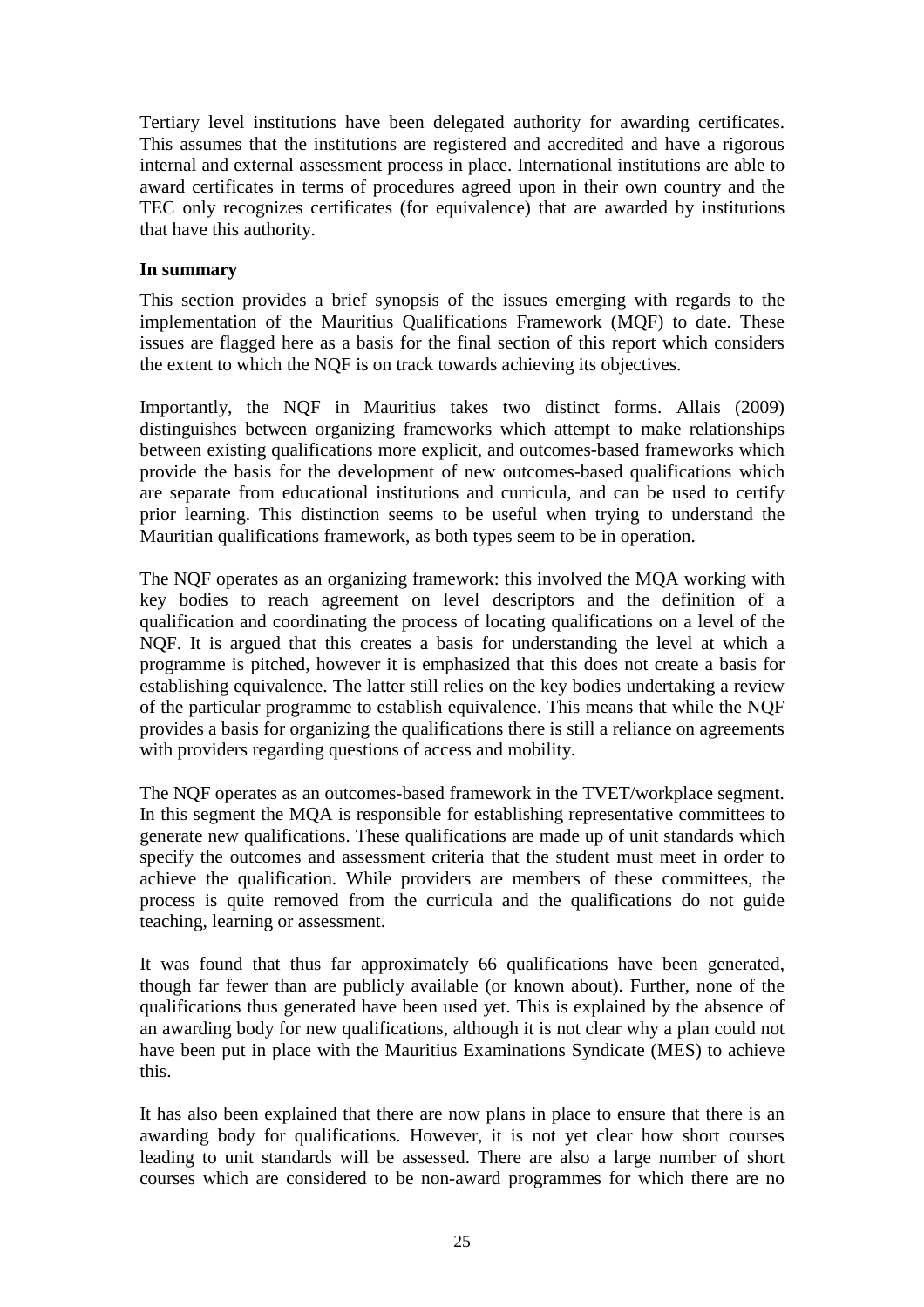Tertiary level institutions have been delegated authority for awarding certificates. This assumes that the institutions are registered and accredited and have a rigorous internal and external assessment process in place. International institutions are able to award certificates in terms of procedures agreed upon in their own country and the TEC only recognizes certificates (for equivalence) that are awarded by institutions that have this authority.

**In summary**

This section provides a brief synopsis of the issues emerging with regards to the implementation of the Mauritius Qualifications Framework (MQF) to date. These issues are flagged here as a basis for the final section of this report which considers the extent to which the NQF is on track towards achieving its objectives.

Importantly, the NQF in Mauritius takes two distinct forms. Allais (2009) distinguishes between organizing frameworks which attempt to make relationships between existing qualifications more explicit, and outcomes-based frameworks which provide the basis for the development of new outcomes-based qualifications which are separate from educational institutions and curricula, and can be used to certify prior learning. This distinction seems to be useful when trying to understand the Mauritian qualifications framework, as both types seem to be in operation.

The NQF operates as an organizing framework: this involved the MQA working with key bodies to reach agreement on level descriptors and the definition of a qualification and coordinating the process of locating qualifications on a level of the NQF. It is argued that this creates a basis for understanding the level at which a programme is pitched, however it is emphasized that this does not create a basis for establishing equivalence. The latter still relies on the key bodies undertaking a review of the particular programme to establish equivalence. This means that while the NQF provides a basis for organizing the qualifications there is still a reliance on agreements with providers regarding questions of access and mobility.

The NQF operates as an outcomes-based framework in the TVET/workplace segment. In this segment the MQA is responsible for establishing representative committees to generate new qualifications. These qualifications are made up of unit standards which specify the outcomes and assessment criteria that the student must meet in order to achieve the qualification. While providers are members of these committees, the process is quite removed from the curricula and the qualifications do not guide teaching, learning or assessment.

It was found that thus far approximately 66 qualifications have been generated, though far fewer than are publicly available (or known about). Further, none of the qualifications thus generated have been used yet. This is explained by the absence of an awarding body for new qualifications, although it is not clear why a plan could not have been put in place with the Mauritius Examinations Syndicate (MES) to achieve this.

It has also been explained that there are now plans in place to ensure that there is an awarding body for qualifications. However, it is not yet clear how short courses leading to unit standards will be assessed. There are also a large number of short courses which are considered to be non-award programmes for which there are no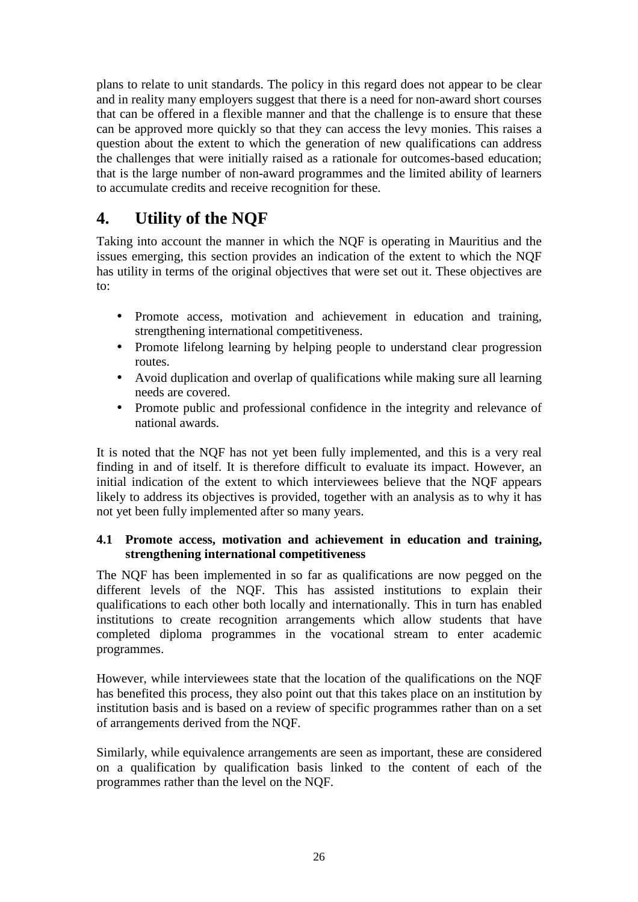plans to relate to unit standards. The policy in this regard does not appear to be clear and in reality many employers suggest that there is a need for non-award short courses that can be offered in a flexible manner and that the challenge is to ensure that these can be approved more quickly so that they can access the levy monies. This raises a question about the extent to which the generation of new qualifications can address the challenges that were initially raised as a rationale for outcomes-based education; that is the large number of non-award programmes and the limited ability of learners to accumulate credits and receive recognition for these.

# 4. Utility of the NQF

Taking into account the manner in which the NQF is operating in Mauritius and the issues emerging, this section provides an indication of the extent to which the NQF has utility in terms of the original objectives that were set out it. These objectives are to:

- Promote access, motivation and achievement in education and training, strengthening international competitiveness.
- Promote lifelong learning by helping people to understand clear progression routes.
- Avoid duplication and overlap of qualifications while making sure all learning needs are covered.
- Promote public and professional confidence in the integrity and relevance of national awards.

It is noted that the NQF has not yet been fully implemented, and this is a very real finding in and of itself. It is therefore difficult to evaluate its impact. However, an initial indication of the extent to which interviewees believe that the NQF appears likely to address its objectives is provided, together with an analysis as to why it has not yet been fully implemented after so many years.

### 4.1 Promote access, motivation and achievement in education and training, strengthening international competitiveness

The NQF has been implemented in so far as qualifications are now pegged on the different levels of the NQF. This has assisted institutions to explain their qualifications to each other both locally and internationally. This in turn has enabled institutions to create recognition arrangements which allow students that have completed diploma programmes in the vocational stream to enter academic programmes.

However, while interviewees state that the location of the qualifications on the NQF has benefited this process, they also point out that this takes place on an institution by institution basis and is based on a review of specific programmes rather than on a set of arrangements derived from the NQF.

Similarly, while equivalence arrangements are seen as important, these are considered on a qualification by qualification basis linked to the content of each of the programmes rather than the level on the NQF.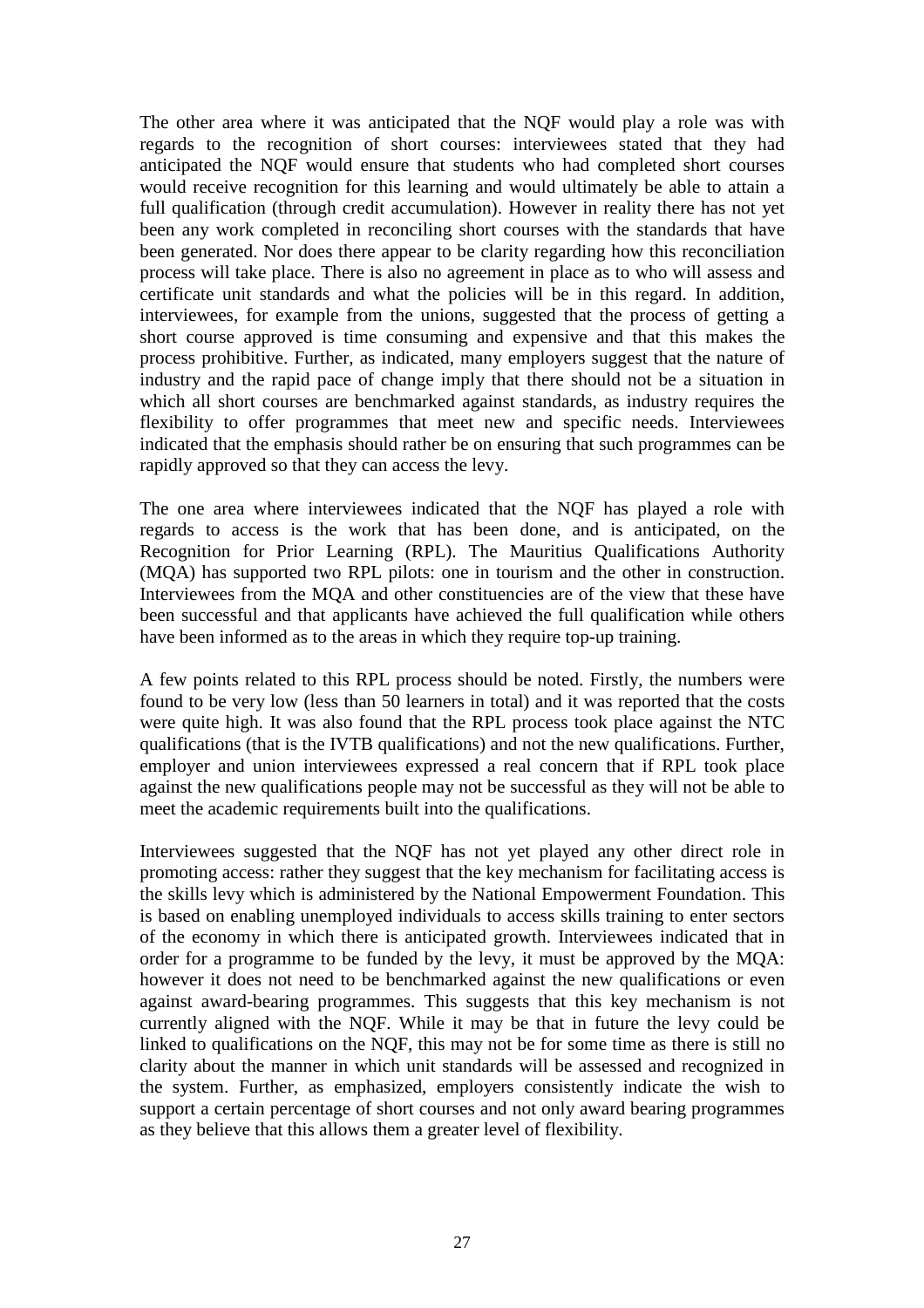The other area where it was anticipated that the NQF would play a role was with regards to the recognition of short courses: interviewees stated that they had anticipated the NQF would ensure that students who had completed short courses would receive recognition for this learning and would ultimately be able to attain a full qualification (through credit accumulation). However in reality there has not yet been any work completed in reconciling short courses with the standards that have been generated. Nor does there appear to be clarity regarding how this reconciliation process will take place. There is also no agreement in place as to who will assess and certificate unit standards and what the policies will be in this regard. In addition, interviewees, for example from the unions, suggested that the process of getting a short course approved is time consuming and expensive and that this makes the process prohibitive. Further, as indicated, many employers suggest that the nature of industry and the rapid pace of change imply that there should not be a situation in which all short courses are benchmarked against standards, as industry requires the flexibility to offer programmes that meet new and specific needs. Interviewees indicated that the emphasis should rather be on ensuring that such programmes can be rapidly approved so that they can access the levy.

The one area where interviewees indicated that the NQF has played a role with regards to access is the work that has been done, and is anticipated, on the Recognition for Prior Learning (RPL). The Mauritius Qualifications Authority (MQA) has supported two RPL pilots: one in tourism and the other in construction. Interviewees from the MQA and other constituencies are of the view that these have been successful and that applicants have achieved the full qualification while others have been informed as to the areas in which they require top-up training.

A few points related to this RPL process should be noted. Firstly, the numbers were found to be very low (less than 50 learners in total) and it was reported that the costs were quite high. It was also found that the RPL process took place against the NTC qualifications (that is the IVTB qualifications) and not the new qualifications. Further, employer and union interviewees expressed a real concern that if RPL took place against the new qualifications people may not be successful as they will not be able to meet the academic requirements built into the qualifications.

Interviewees suggested that the NQF has not yet played any other direct role in promoting access: rather they suggest that the key mechanism for facilitating access is the skills levy which is administered by the National Empowerment Foundation. This is based on enabling unemployed individuals to access skills training to enter sectors of the economy in which there is anticipated growth. Interviewees indicated that in order for a programme to be funded by the levy, it must be approved by the MQA: however it does not need to be benchmarked against the new qualifications or even against award-bearing programmes. This suggests that this key mechanism is not currently aligned with the NQF. While it may be that in future the levy could be linked to qualifications on the NQF, this may not be for some time as there is still no clarity about the manner in which unit standards will be assessed and recognized in the system. Further, as emphasized, employers consistently indicate the wish to support a certain percentage of short courses and not only award bearing programmes as they believe that this allows them a greater level of flexibility.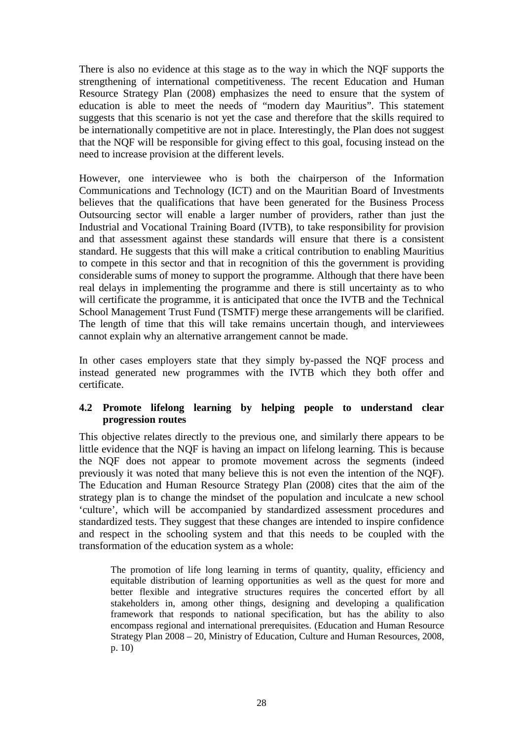There is also no evidence at this stage as to the way in which the NQF supports the strengthening of international competitiveness. The recent Education and Human Resource Strategy Plan (2008) emphasizes the need to ensure that the system of education is able to meet the needs of "modern day Mauritius". This statement suggests that this scenario is not yet the case and therefore that the skills required to be internationally competitive are not in place. Interestingly, the Plan does not suggest that the NQF will be responsible for giving effect to this goal, focusing instead on the need to increase provision at the different levels.

However, one interviewee who is both the chairperson of the Information Communications and Technology (ICT) and on the Mauritian Board of Investments believes that the qualifications that have been generated for the Business Process Outsourcing sector will enable a larger number of providers, rather than just the Industrial and Vocational Training Board (IVTB), to take responsibility for provision and that assessment against these standards will ensure that there is a consistent standard. He suggests that this will make a critical contribution to enabling Mauritius to compete in this sector and that in recognition of this the government is providing considerable sums of money to support the programme. Although that there have been real delays in implementing the programme and there is still uncertainty as to who will certificate the programme, it is anticipated that once the IVTB and the Technical School Management Trust Fund (TSMTF) merge these arrangements will be clarified. The length of time that this will take remains uncertain though, and interviewees cannot explain why an alternative arrangement cannot be made.

In other cases employers state that they simply by-passed the NQF process and instead generated new programmes with the IVTB which they both offer and certificate.

### 4.2 Promote lifelong learning by helping people to understand clear progression routes

This objective relates directly to the previous one, and similarly there appears to be little evidence that the NQF is having an impact on lifelong learning. This is because the NQF does not appear to promote movement across the segments (indeed previously it was noted that many believe this is not even the intention of the NQF). The Education and Human Resource Strategy Plan (2008) cites that the aim of the strategy plan is to change the mindset of the population and inculcate a new school 'culture', which will be accompanied by standardized assessment procedures and standardized tests. They suggest that these changes are intended to inspire confidence and respect in the schooling system and that this needs to be coupled with the transformation of the education system as a whole:

> The promotion of life long learning in terms of quantity, quality, efficiency and equitable distribution of learning opportunities as well as the quest for more and better flexible and integrative structures requires the concerted effort by all stakeholders in, among other things, designing and developing a qualification framework that responds to national specification, but has the ability to also encompass regional and international prerequisites. (Education and Human Resource Strategy Plan 2008 – 20, Ministry of Education, Culture and Human Resources, 2008, p. 10)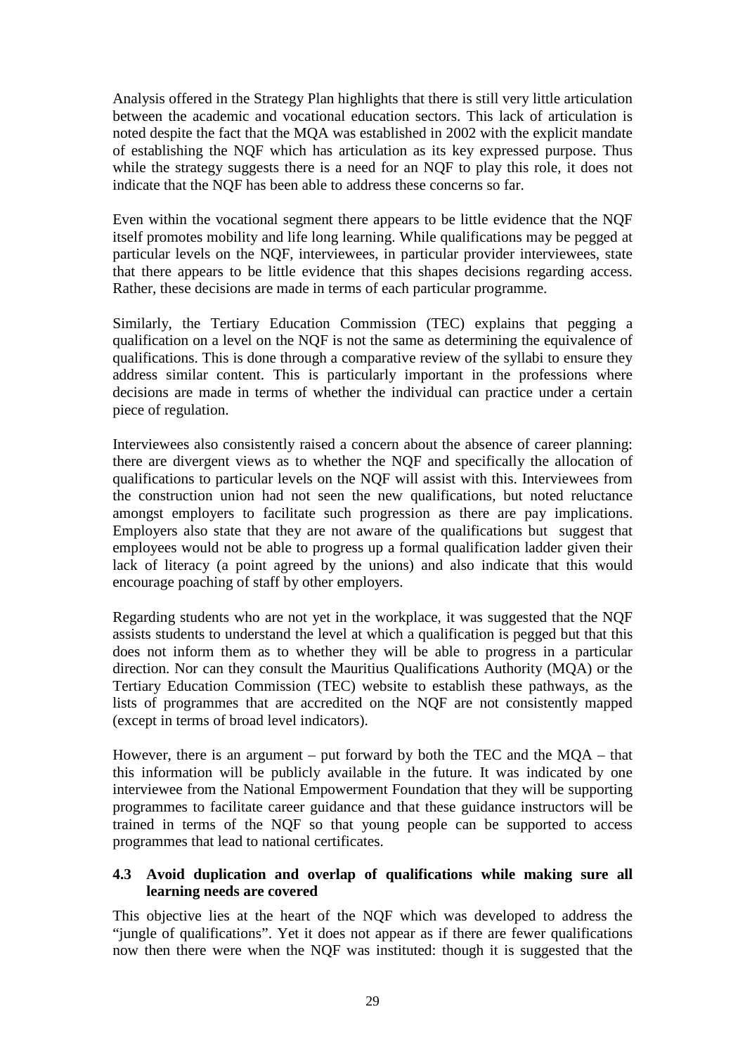Analysis offered in the Strategy Plan highlights that there is still very little articulation between the academic and vocational education sectors. This lack of articulation is noted despite the fact that the MQA was established in 2002 with the explicit mandate of establishing the NQF which has articulation as its key expressed purpose. Thus while the strategy suggests there is a need for an NQF to play this role, it does not indicate that the NQF has been able to address these concerns so far.

Even within the vocational segment there appears to be little evidence that the NQF itself promotes mobility and life long learning. While qualifications may be pegged at particular levels on the NQF, interviewees, in particular provider interviewees, state that there appears to be little evidence that this shapes decisions regarding access. Rather, these decisions are made in terms of each particular programme.

Similarly, the Tertiary Education Commission (TEC) explains that pegging a qualification on a level on the NQF is not the same as determining the equivalence of qualifications. This is done through a comparative review of the syllabi to ensure they address similar content. This is particularly important in the professions where decisions are made in terms of whether the individual can practice under a certain piece of regulation.

Interviewees also consistently raised a concern about the absence of career planning: there are divergent views as to whether the NQF and specifically the allocation of qualifications to particular levels on the NQF will assist with this. Interviewees from the construction union had not seen the new qualifications, but noted reluctance amongst employers to facilitate such progression as there are pay implications. Employers also state that they are not aware of the qualifications but suggest that employees would not be able to progress up a formal qualification ladder given their lack of literacy (a point agreed by the unions) and also indicate that this would encourage poaching of staff by other employers.

Regarding students who are not yet in the workplace, it was suggested that the NQF assists students to understand the level at which a qualification is pegged but that this does not inform them as to whether they will be able to progress in a particular direction. Nor can they consult the Mauritius Qualifications Authority (MQA) or the Tertiary Education Commission (TEC) website to establish these pathways, as the lists of programmes that are accredited on the NQF are not consistently mapped (except in terms of broad level indicators).

However, there is an argument – put forward by both the TEC and the MQA – that this information will be publicly available in the future. It was indicated by one interviewee from the National Empowerment Foundation that they will be supporting programmes to facilitate career guidance and that these guidance instructors will be trained in terms of the NQF so that young people can be supported to access programmes that lead to national certificates.

### 4.3 Avoid duplication and overlap of qualifications while making sure all learning needs are covered

This objective lies at the heart of the NQF which was developed to address the "jungle of qualifications". Yet it does not appear as if there are fewer qualifications now then there were when the NQF was instituted: though it is suggested that the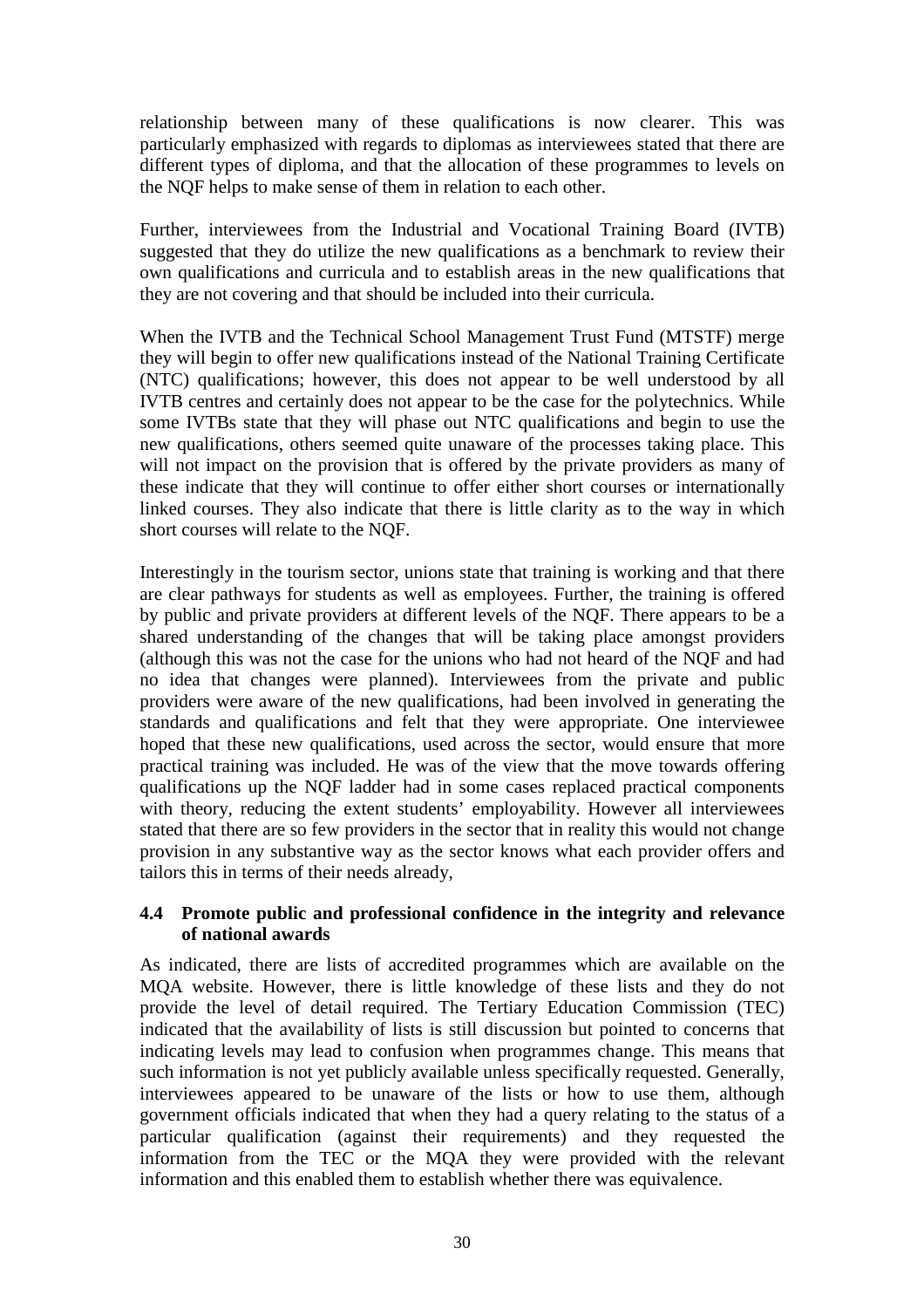relationship between many of these qualifications is now clearer. This was particularly emphasized with regards to diplomas as interviewees stated that there are different types of diploma, and that the allocation of these programmes to levels on the NQF helps to make sense of them in relation to each other.

Further, interviewees from the Industrial and Vocational Training Board (IVTB) suggested that they do utilize the new qualifications as a benchmark to review their own qualifications and curricula and to establish areas in the new qualifications that they are not covering and that should be included into their curricula.

When the IVTB and the Technical School Management Trust Fund (MTSTF) merge they will begin to offer new qualifications instead of the National Training Certificate (NTC) qualifications; however, this does not appear to be well understood by all IVTB centres and certainly does not appear to be the case for the polytechnics. While some IVTBs state that they will phase out NTC qualifications and begin to use the new qualifications, others seemed quite unaware of the processes taking place. This will not impact on the provision that is offered by the private providers as many of these indicate that they will continue to offer either short courses or internationally linked courses. They also indicate that there is little clarity as to the way in which short courses will relate to the NQF.

Interestingly in the tourism sector, unions state that training is working and that there are clear pathways for students as well as employees. Further, the training is offered by public and private providers at different levels of the NQF. There appears to be a shared understanding of the changes that will be taking place amongst providers (although this was not the case for the unions who had not heard of the NQF and had no idea that changes were planned). Interviewees from the private and public providers were aware of the new qualifications, had been involved in generating the standards and qualifications and felt that they were appropriate. One interviewee hoped that these new qualifications, used across the sector, would ensure that more practical training was included. He was of the view that the move towards offering qualifications up the NQF ladder had in some cases replaced practical components with theory, reducing the extent students' employability. However all interviewees stated that there are so few providers in the sector that in reality this would not change provision in any substantive way as the sector knows what each provider offers and tailors this in terms of their needs already,

### 4.4 Promote public and professional confidence in the integrity and relevance of national awards

As indicated, there are lists of accredited programmes which are available on the MQA website. However, there is little knowledge of these lists and they do not provide the level of detail required. The Tertiary Education Commission (TEC) indicated that the availability of lists is still discussion but pointed to concerns that indicating levels may lead to confusion when programmes change. This means that such information is not yet publicly available unless specifically requested. Generally, interviewees appeared to be unaware of the lists or how to use them, although government officials indicated that when they had a query relating to the status of a particular qualification (against their requirements) and they requested the information from the TEC or the MQA they were provided with the relevant information and this enabled them to establish whether there was equivalence.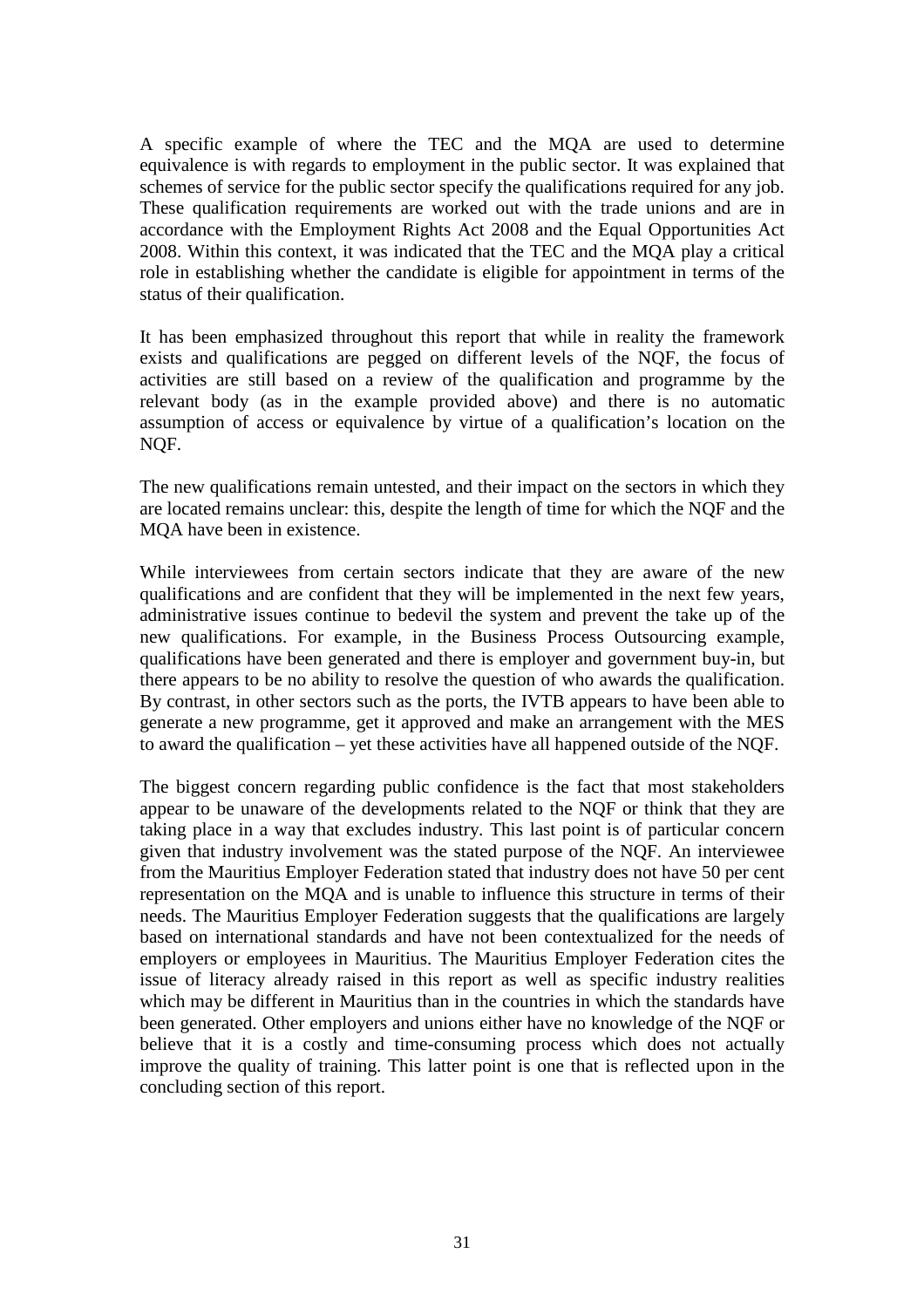A specific example of where the TEC and the MQA are used to determine equivalence is with regards to employment in the public sector. It was explained that schemes of service for the public sector specify the qualifications required for any job. These qualification requirements are worked out with the trade unions and are in accordance with the Employment Rights Act 2008 and the Equal Opportunities Act 2008. Within this context, it was indicated that the TEC and the MQA play a critical role in establishing whether the candidate is eligible for appointment in terms of the status of their qualification.

It has been emphasized throughout this report that while in reality the framework exists and qualifications are pegged on different levels of the NQF, the focus of activities are still based on a review of the qualification and programme by the relevant body (as in the example provided above) and there is no automatic assumption of access or equivalence by virtue of a qualification's location on the NQF.

The new qualifications remain untested, and their impact on the sectors in which they are located remains unclear: this, despite the length of time for which the NQF and the MQA have been in existence.

While interviewees from certain sectors indicate that they are aware of the new qualifications and are confident that they will be implemented in the next few years, administrative issues continue to bedevil the system and prevent the take up of the new qualifications. For example, in the Business Process Outsourcing example, qualifications have been generated and there is employer and government buy-in, but there appears to be no ability to resolve the question of who awards the qualification. By contrast, in other sectors such as the ports, the IVTB appears to have been able to generate a new programme, get it approved and make an arrangement with the MES to award the qualification – yet these activities have all happened outside of the NQF.

The biggest concern regarding public confidence is the fact that most stakeholders appear to be unaware of the developments related to the NQF or think that they are taking place in a way that excludes industry. This last point is of particular concern given that industry involvement was the stated purpose of the NQF. An interviewee from the Mauritius Employer Federation stated that industry does not have 50 per cent representation on the MQA and is unable to influence this structure in terms of their needs. The Mauritius Employer Federation suggests that the qualifications are largely based on international standards and have not been contextualized for the needs of employers or employees in Mauritius. The Mauritius Employer Federation cites the issue of literacy already raised in this report as well as specific industry realities which may be different in Mauritius than in the countries in which the standards have been generated. Other employers and unions either have no knowledge of the NQF or believe that it is a costly and time-consuming process which does not actually improve the quality of training. This latter point is one that is reflected upon in the concluding section of this report.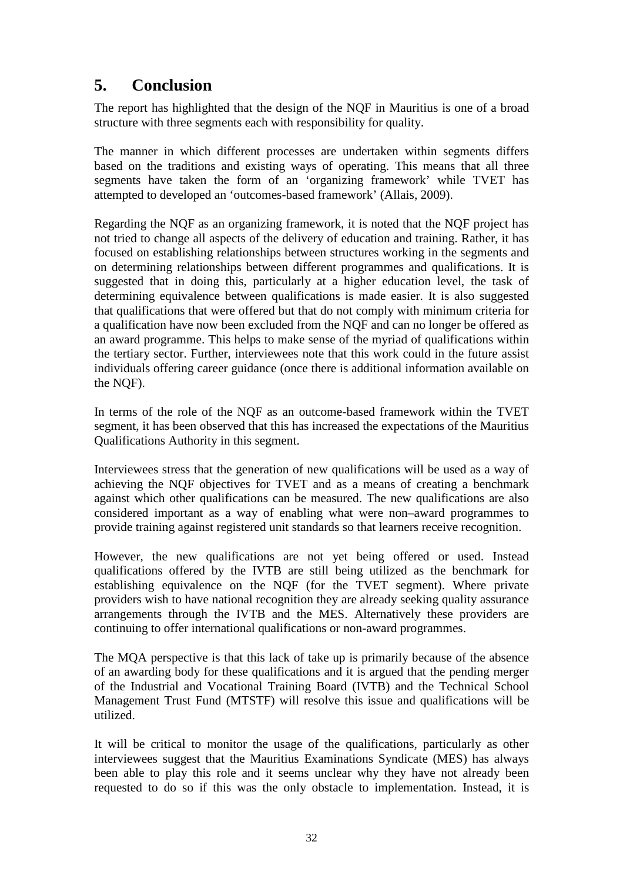# 5. Conclusion

The report has highlighted that the design of the NQF in Mauritius is one of a broad structure with three segments each with responsibility for quality.

The manner in which different processes are undertaken within segments differs based on the traditions and existing ways of operating. This means that all three segments have taken the form of an 'organizing framework' while TVET has attempted to developed an 'outcomes-based framework' (Allais, 2009).

Regarding the NQF as an organizing framework, it is noted that the NQF project has not tried to change all aspects of the delivery of education and training. Rather, it has focused on establishing relationships between structures working in the segments and on determining relationships between different programmes and qualifications. It is suggested that in doing this, particularly at a higher education level, the task of determining equivalence between qualifications is made easier. It is also suggested that qualifications that were offered but that do not comply with minimum criteria for a qualification have now been excluded from the NQF and can no longer be offered as an award programme. This helps to make sense of the myriad of qualifications within the tertiary sector. Further, interviewees note that this work could in the future assist individuals offering career guidance (once there is additional information available on the NQF).

In terms of the role of the NQF as an outcome-based framework within the TVET segment, it has been observed that this has increased the expectations of the Mauritius Qualifications Authority in this segment.

Interviewees stress that the generation of new qualifications will be used as a way of achieving the NQF objectives for TVET and as a means of creating a benchmark against which other qualifications can be measured. The new qualifications are also considered important as a way of enabling what were non–award programmes to provide training against registered unit standards so that learners receive recognition.

However, the new qualifications are not yet being offered or used. Instead qualifications offered by the IVTB are still being utilized as the benchmark for establishing equivalence on the NQF (for the TVET segment). Where private providers wish to have national recognition they are already seeking quality assurance arrangements through the IVTB and the MES. Alternatively these providers are continuing to offer international qualifications or non-award programmes.

The MQA perspective is that this lack of take up is primarily because of the absence of an awarding body for these qualifications and it is argued that the pending merger of the Industrial and Vocational Training Board (IVTB) and the Technical School Management Trust Fund (MTSTF) will resolve this issue and qualifications will be utilized.

It will be critical to monitor the usage of the qualifications, particularly as other interviewees suggest that the Mauritius Examinations Syndicate (MES) has always been able to play this role and it seems unclear why they have not already been requested to do so if this was the only obstacle to implementation. Instead, it is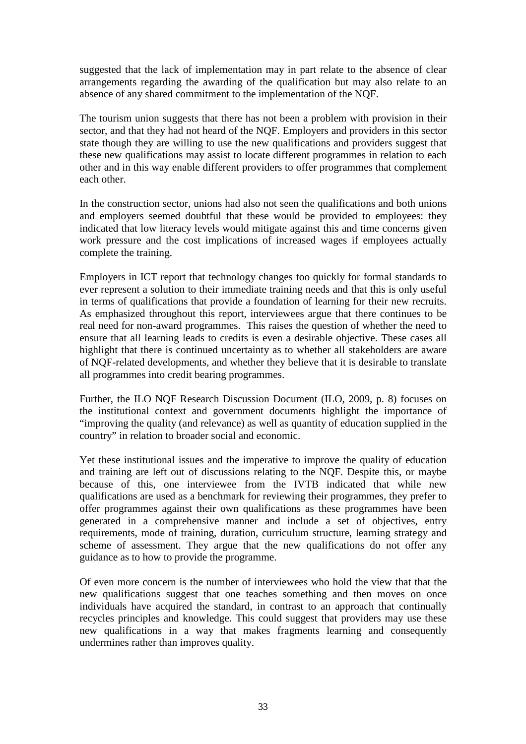suggested that the lack of implementation may in part relate to the absence of clear arrangements regarding the awarding of the qualification but may also relate to an absence of any shared commitment to the implementation of the NQF.

The tourism union suggests that there has not been a problem with provision in their sector, and that they had not heard of the NQF. Employers and providers in this sector state though they are willing to use the new qualifications and providers suggest that these new qualifications may assist to locate different programmes in relation to each other and in this way enable different providers to offer programmes that complement each other.

In the construction sector, unions had also not seen the qualifications and both unions and employers seemed doubtful that these would be provided to employees: they indicated that low literacy levels would mitigate against this and time concerns given work pressure and the cost implications of increased wages if employees actually complete the training.

Employers in ICT report that technology changes too quickly for formal standards to ever represent a solution to their immediate training needs and that this is only useful in terms of qualifications that provide a foundation of learning for their new recruits. As emphasized throughout this report, interviewees argue that there continues to be real need for non-award programmes. This raises the question of whether the need to ensure that all learning leads to credits is even a desirable objective. These cases all highlight that there is continued uncertainty as to whether all stakeholders are aware of NQF-related developments, and whether they believe that it is desirable to translate all programmes into credit bearing programmes.

Further, the ILO NQF Research Discussion Document (ILO, 2009, p. 8) focuses on the institutional context and government documents highlight the importance of "improving the quality (and relevance) as well as quantity of education supplied in the country" in relation to broader social and economic.

Yet these institutional issues and the imperative to improve the quality of education and training are left out of discussions relating to the NQF. Despite this, or maybe because of this, one interviewee from the IVTB indicated that while new qualifications are used as a benchmark for reviewing their programmes, they prefer to offer programmes against their own qualifications as these programmes have been generated in a comprehensive manner and include a set of objectives, entry requirements, mode of training, duration, curriculum structure, learning strategy and scheme of assessment. They argue that the new qualifications do not offer any guidance as to how to provide the programme.

Of even more concern is the number of interviewees who hold the view that that the new qualifications suggest that one teaches something and then moves on once individuals have acquired the standard, in contrast to an approach that continually recycles principles and knowledge. This could suggest that providers may use these new qualifications in a way that makes fragments learning and consequently undermines rather than improves quality.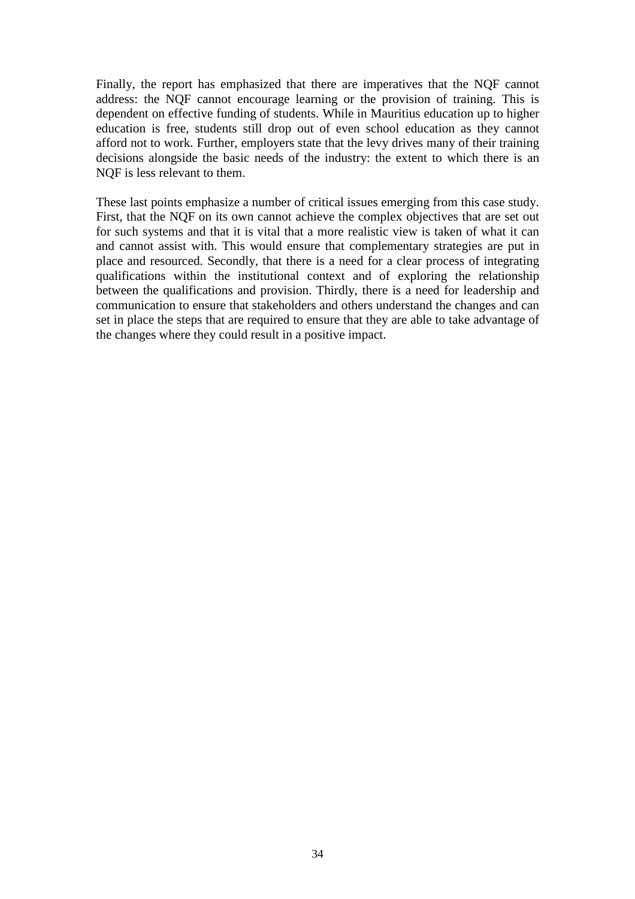Finally, the report has emphasized that there are imperatives that the NQF cannot address: the NQF cannot encourage learning or the provision of training. This is dependent on effective funding of students. While in Mauritius education up to higher education is free, students still drop out of even school education as they cannot afford not to work. Further, employers state that the levy drives many of their training decisions alongside the basic needs of the industry: the extent to which there is an NQF is less relevant to them.

These last points emphasize a number of critical issues emerging from this case study. First, that the NQF on its own cannot achieve the complex objectives that are set out for such systems and that it is vital that a more realistic view is taken of what it can and cannot assist with. This would ensure that complementary strategies are put in place and resourced. Secondly, that there is a need for a clear process of integrating qualifications within the institutional context and of exploring the relationship between the qualifications and provision. Thirdly, there is a need for leadership and communication to ensure that stakeholders and others understand the changes and can set in place the steps that are required to ensure that they are able to take advantage of the changes where they could result in a positive impact.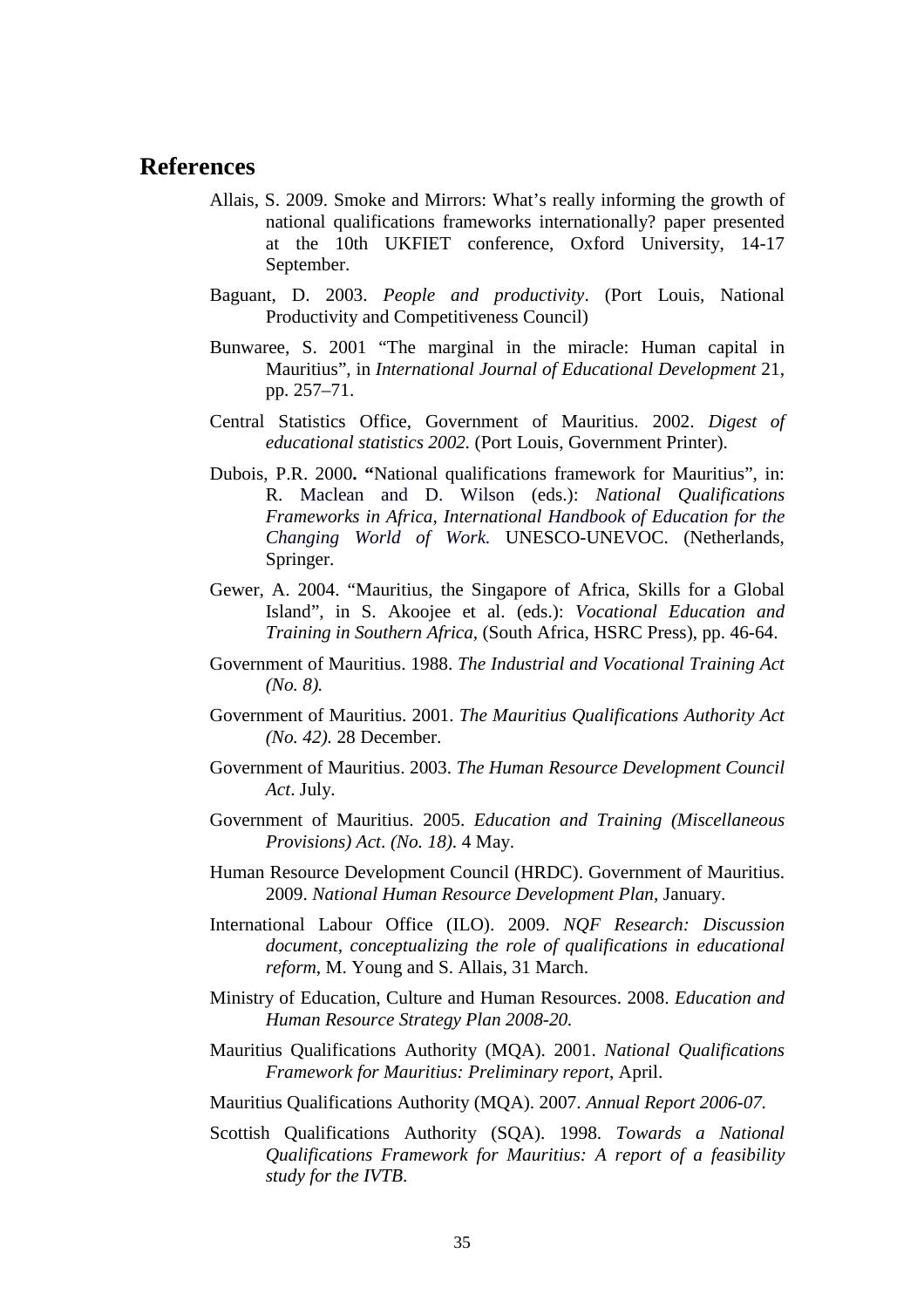## References

Allais, S. 2009. Smoke and Mirrors: What's really informing the growth of national qualifications frameworks internationally? paper presented at the 10th UKFIET conference, Oxford University, 14-17 September.

Baguant, D. 2003. *People and productivity*. (Port Louis, National Productivity and Competitiveness Council)

Bunwaree, S. 2001 "The marginal in the miracle: Human capital in Mauritius", in *International Journal of Educational Development* 21, pp. 257–71.

Central Statistics Office, Government of Mauritius. 2002. *Digest of educational statistics 2002.* (Port Louis, Government Printer).

Dubois, P.R. 2000**. "**National qualifications framework for Mauritius", in: R. Maclean and D. Wilson (eds.): *National Qualifications Frameworks in Africa, International Handbook of Education for the Changing World of Work.* UNESCO-UNEVOC. (Netherlands, Springer.

Gewer, A. 2004. "Mauritius, the Singapore of Africa, Skills for a Global Island", in S. Akoojee et al. (eds.): *Vocational Education and Training in Southern Africa*, (South Africa, HSRC Press), pp. 46-64.

Government of Mauritius. 1988. *The Industrial and Vocational Training Act (No. 8).*

Government of Mauritius. 2001. *The Mauritius Qualifications Authority Act (No. 42).* 28 December.

Government of Mauritius. 2003. *The Human Resource Development Council Act*. July.

Government of Mauritius. 2005. *Education and Training (Miscellaneous Provisions) Act*. *(No. 18)*. 4 May.

Human Resource Development Council (HRDC). Government of Mauritius. 2009. *National Human Resource Development Plan*, January.

International Labour Office (ILO). 2009. *NQF Research: Discussion document, conceptualizing the role of qualifications in educational reform*, M. Young and S. Allais, 31 March.

Ministry of Education, Culture and Human Resources. 2008. *Education and Human Resource Strategy Plan 2008-20.*

Mauritius Qualifications Authority (MQA). 2001. *National Qualifications Framework for Mauritius: Preliminary report*, April.

Mauritius Qualifications Authority (MQA). 2007. *Annual Report 2006-07.*

Scottish Qualifications Authority (SQA). 1998. *Towards a National Qualifications Framework for Mauritius: A report of a feasibility study for the IVTB.*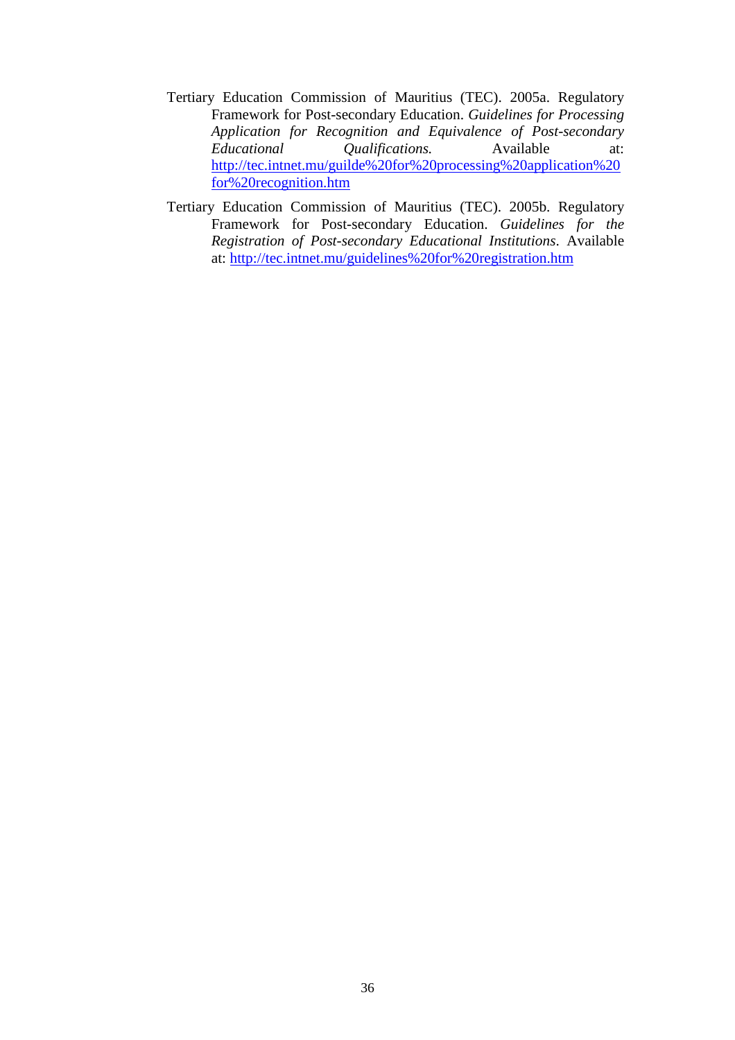Tertiary Education Commission of Mauritius (TEC). 2005a. Regulatory Framework for Post-secondary Education. *Guidelines for Processing Application for Recognition and Equivalence of Post-secondary Educational Qualifications.* Available at: http://tec.intnet.mu/guilde%20for%20processing%20application%20for%20recognition.htm

Tertiary Education Commission of Mauritius (TEC). 2005b. Regulatory Framework for Post-secondary Education. *Guidelines for the Registration of Post-secondary Educational Institutions*. Available at: http://tec.intnet.mu/guidelines%20for%20registration.htm